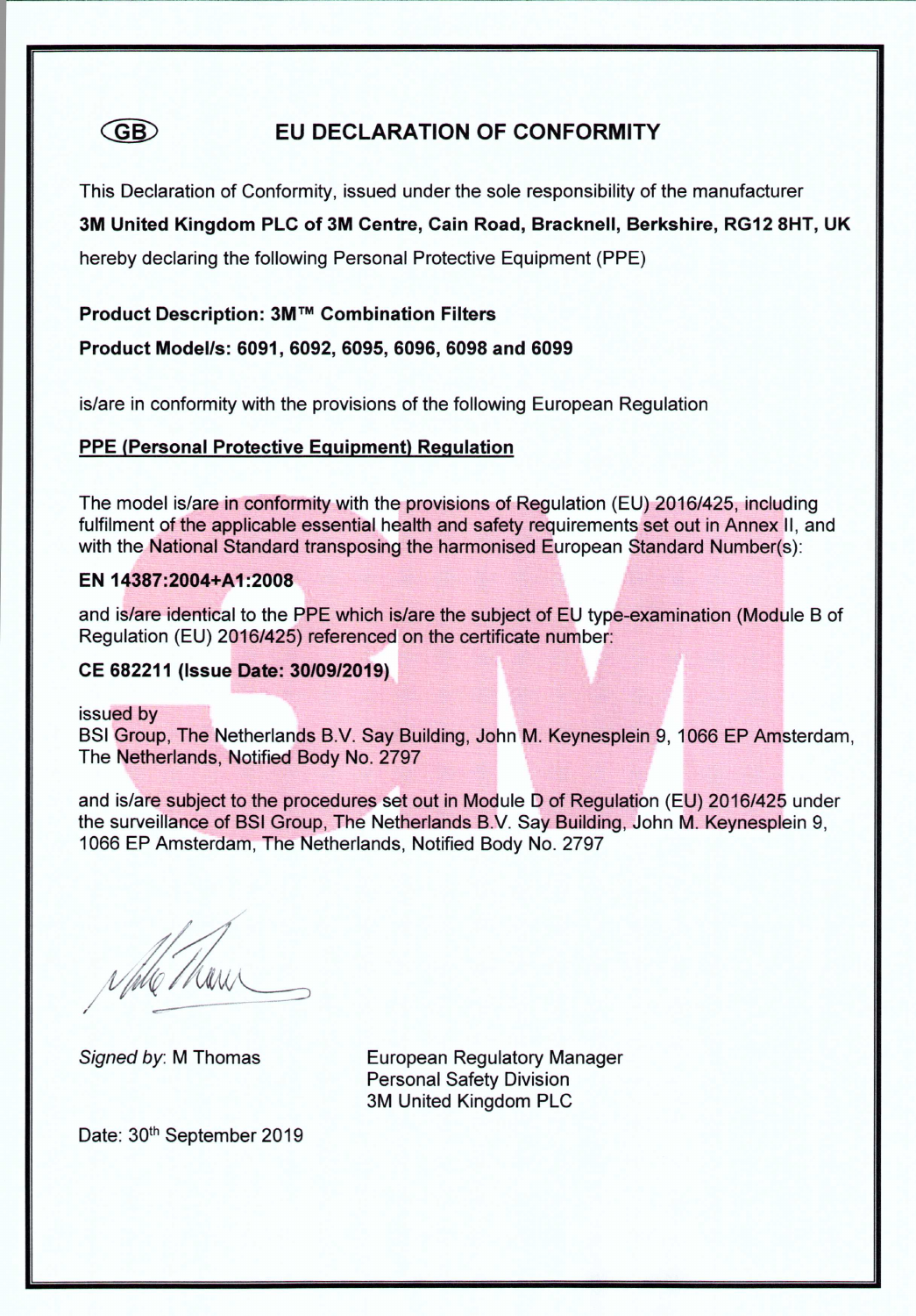(GB)

# EU DECLARATION OF CONFORMITY

This Declaration of Conformity, issued under the sole responsibility of the manufacturer

**3M United Kingdom PLC of 3M Centre, Cain Road, Bracknell, Berkshire, RG12 8HT, UK**

hereby declaring the following Personal Protective Equipment (PPE)

**Product Description: 3M™ Combination Filters**

**Product Model/s: 6091, 6092, 6095, 6096, 6098 and 6099**

is/are in conformity with the provisions of the following European Regulation

**PPE (Personal Protective Equipment) Regulation**

The model is/are in conformity with the provisions of Regulation (EU) 2016/425, including fulfilment of the applicable essential health and safety requirements set out in Annex II, and with the National Standard transposing the harmonised European Standard Number(s):

**EN 14387:2004+A1:2008**

and is/are identical to the PPE which is/are the subject of EU type-examination (Module B of Regulation (EU) 2016/425) referenced on the certificate number:

**CE 682211 (Issue Date: 30/09/2019)**

issued by
BSI Group, The Netherlands B.V. Say Building, John M. Keynesplein 9, 1066 EP Amsterdam, The Netherlands, Notified Body No. 2797

and is/are subject to the procedures set out in Module D of Regulation (EU) 2016/425 under the surveillance of BSI Group, The Netherlands B.V. Say Building, John M. Keynesplein 9, 1066 EP Amsterdam, The Netherlands, Notified Body No. 2797

*Signed by*: M Thomas

European Regulatory Manager
Personal Safety Division
3M United Kingdom PLC

Date: 30th September 2019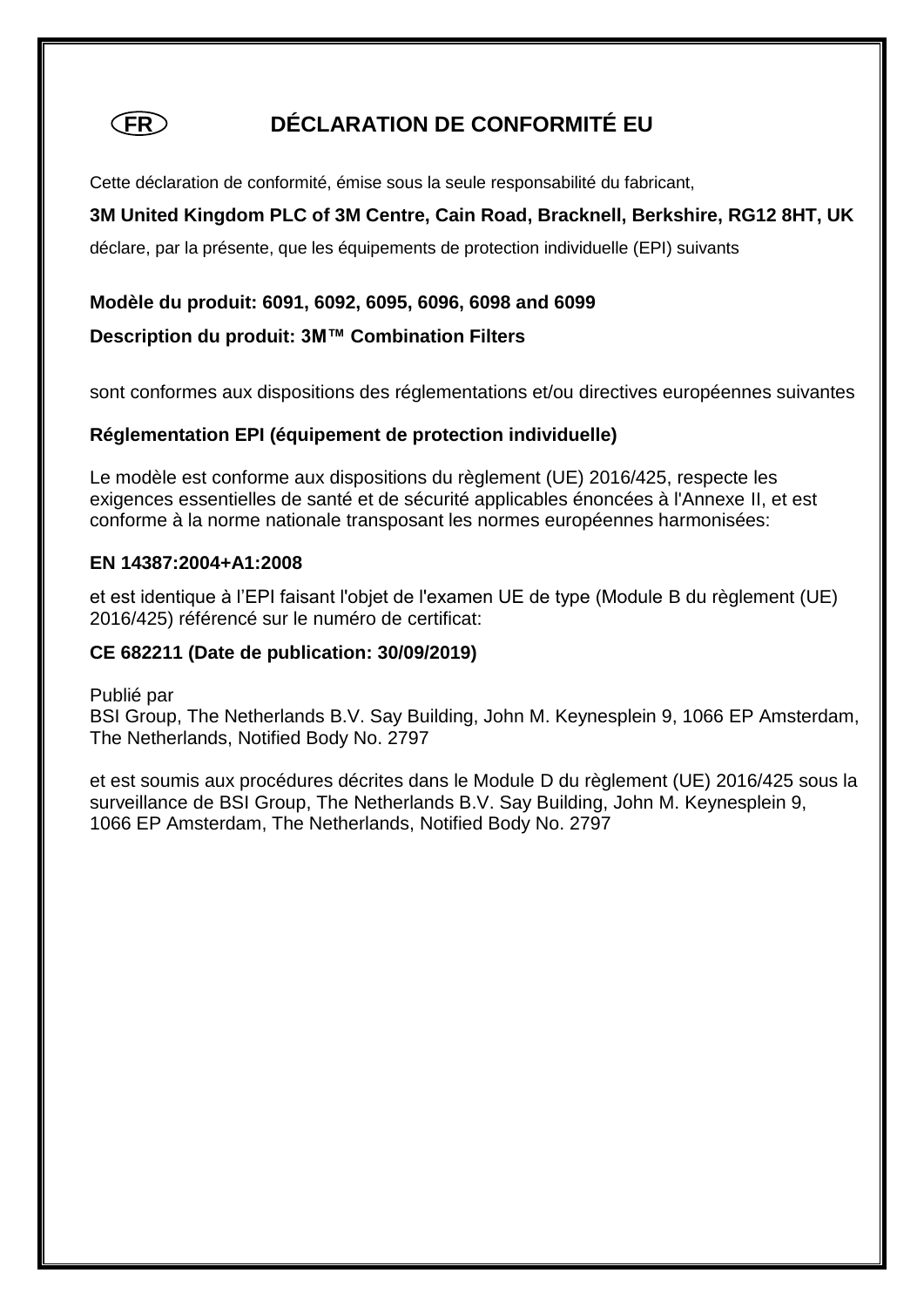FR

# DÉCLARATION DE CONFORMITÉ EU

Cette déclaration de conformité, émise sous la seule responsabilité du fabricant,

**3M United Kingdom PLC of 3M Centre, Cain Road, Bracknell, Berkshire, RG12 8HT, UK**

déclare, par la présente, que les équipements de protection individuelle (EPI) suivants

**Modèle du produit: 6091, 6092, 6095, 6096, 6098 and 6099**

**Description du produit: 3M™ Combination Filters**

sont conformes aux dispositions des réglementations et/ou directives européennes suivantes

**Réglementation EPI (équipement de protection individuelle)**

Le modèle est conforme aux dispositions du règlement (UE) 2016/425, respecte les exigences essentielles de santé et de sécurité applicables énoncées à l'Annexe II, et est conforme à la norme nationale transposant les normes européennes harmonisées:

**EN 14387:2004+A1:2008**

et est identique à l'EPI faisant l'objet de l'examen UE de type (Module B du règlement (UE) 2016/425) référencé sur le numéro de certificat:

**CE 682211 (Date de publication: 30/09/2019)**

Publié par
BSI Group, The Netherlands B.V. Say Building, John M. Keynesplein 9, 1066 EP Amsterdam, The Netherlands, Notified Body No. 2797

et est soumis aux procédures décrites dans le Module D du règlement (UE) 2016/425 sous la surveillance de BSI Group, The Netherlands B.V. Say Building, John M. Keynesplein 9, 1066 EP Amsterdam, The Netherlands, Notified Body No. 2797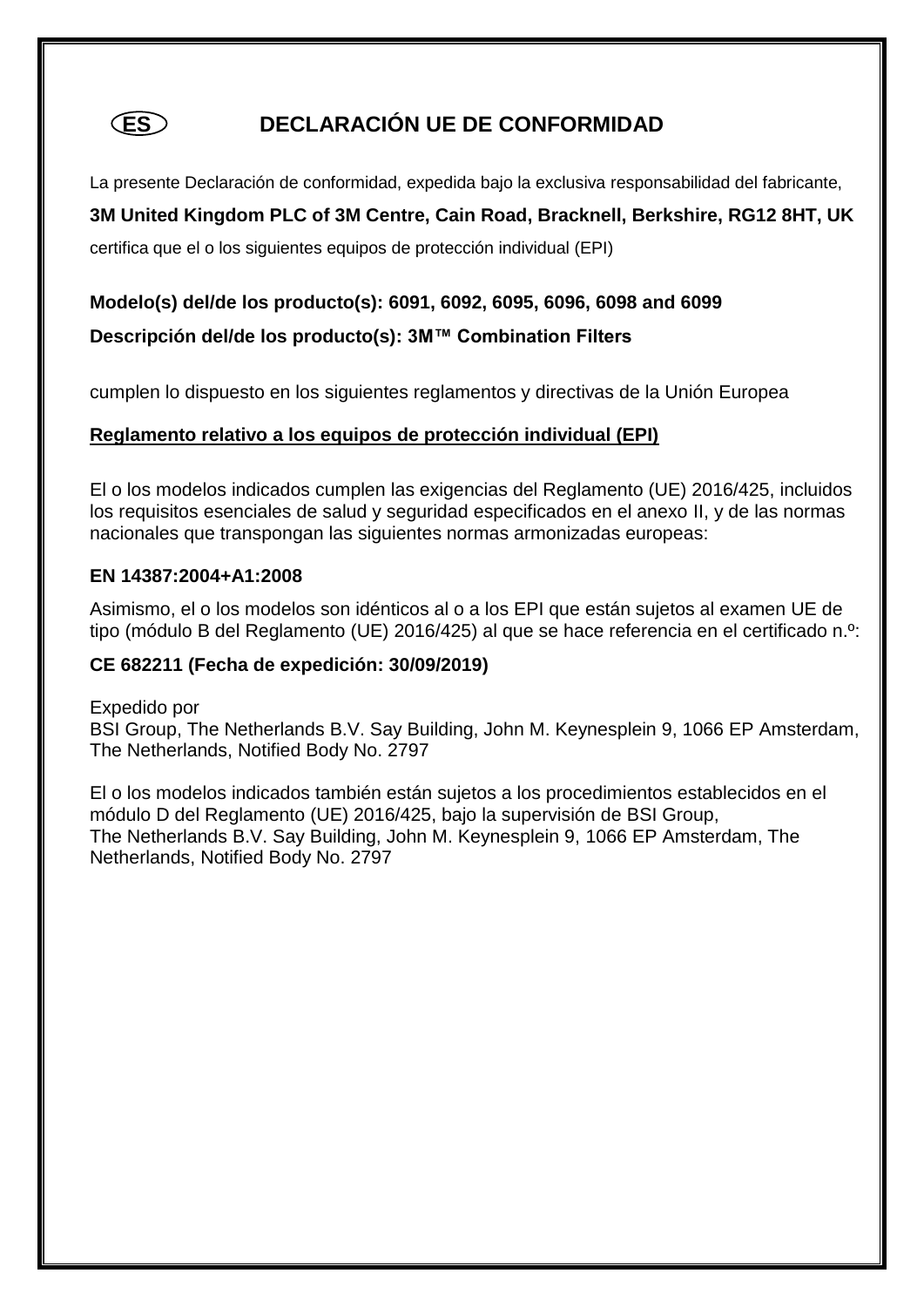# (ES) DECLARACIÓN UE DE CONFORMIDAD

La presente Declaración de conformidad, expedida bajo la exclusiva responsabilidad del fabricante,

**3M United Kingdom PLC of 3M Centre, Cain Road, Bracknell, Berkshire, RG12 8HT, UK**

certifica que el o los siguientes equipos de protección individual (EPI)

**Modelo(s) del/de los producto(s): 6091, 6092, 6095, 6096, 6098 and 6099**

**Descripción del/de los producto(s): 3M™ Combination Filters**

cumplen lo dispuesto en los siguientes reglamentos y directivas de la Unión Europea

**Reglamento relativo a los equipos de protección individual (EPI)**

El o los modelos indicados cumplen las exigencias del Reglamento (UE) 2016/425, incluidos los requisitos esenciales de salud y seguridad especificados en el anexo II, y de las normas nacionales que transpongan las siguientes normas armonizadas europeas:

**EN 14387:2004+A1:2008**

Asimismo, el o los modelos son idénticos al o a los EPI que están sujetos al examen UE de tipo (módulo B del Reglamento (UE) 2016/425) al que se hace referencia en el certificado n.º:

**CE 682211 (Fecha de expedición: 30/09/2019)**

Expedido por
BSI Group, The Netherlands B.V. Say Building, John M. Keynesplein 9, 1066 EP Amsterdam, The Netherlands, Notified Body No. 2797

El o los modelos indicados también están sujetos a los procedimientos establecidos en el módulo D del Reglamento (UE) 2016/425, bajo la supervisión de BSI Group, The Netherlands B.V. Say Building, John M. Keynesplein 9, 1066 EP Amsterdam, The Netherlands, Notified Body No. 2797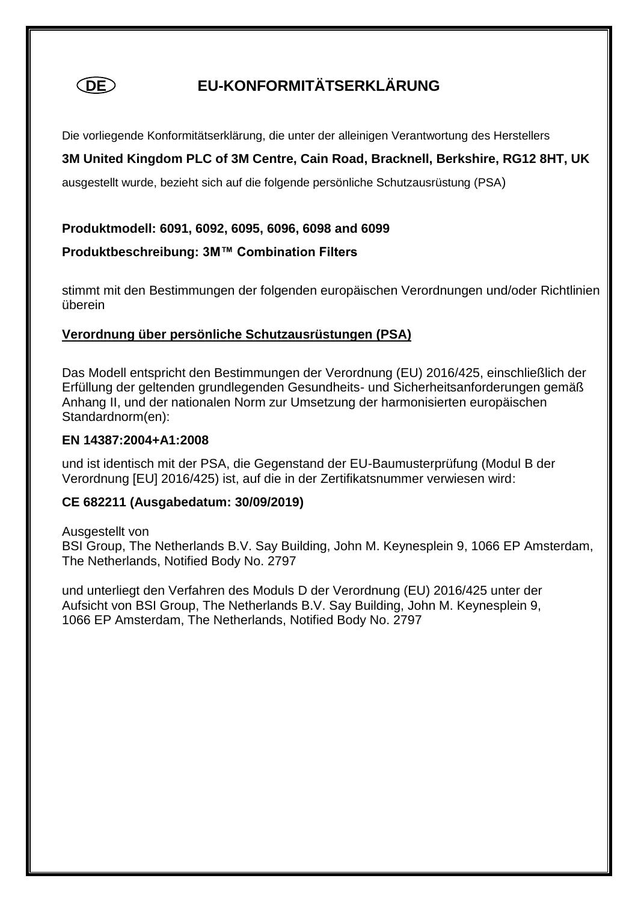# (DE) EU-KONFORMITÄTSERKLÄRUNG

Die vorliegende Konformitätserklärung, die unter der alleinigen Verantwortung des Herstellers

**3M United Kingdom PLC of 3M Centre, Cain Road, Bracknell, Berkshire, RG12 8HT, UK**

ausgestellt wurde, bezieht sich auf die folgende persönliche Schutzausrüstung (PSA)

**Produktmodell: 6091, 6092, 6095, 6096, 6098 and 6099**

**Produktbeschreibung: 3M™ Combination Filters**

stimmt mit den Bestimmungen der folgenden europäischen Verordnungen und/oder Richtlinien überein

<u>**Verordnung über persönliche Schutzausrüstungen (PSA)**</u>

Das Modell entspricht den Bestimmungen der Verordnung (EU) 2016/425, einschließlich der Erfüllung der geltenden grundlegenden Gesundheits- und Sicherheitsanforderungen gemäß Anhang II, und der nationalen Norm zur Umsetzung der harmonisierten europäischen Standardnorm(en):

**EN 14387:2004+A1:2008**

und ist identisch mit der PSA, die Gegenstand der EU-Baumusterprüfung (Modul B der Verordnung [EU] 2016/425) ist, auf die in der Zertifikatsnummer verwiesen wird:

**CE 682211 (Ausgabedatum: 30/09/2019)**

Ausgestellt von
BSI Group, The Netherlands B.V. Say Building, John M. Keynesplein 9, 1066 EP Amsterdam, The Netherlands, Notified Body No. 2797

und unterliegt den Verfahren des Moduls D der Verordnung (EU) 2016/425 unter der Aufsicht von BSI Group, The Netherlands B.V. Say Building, John M. Keynesplein 9, 1066 EP Amsterdam, The Netherlands, Notified Body No. 2797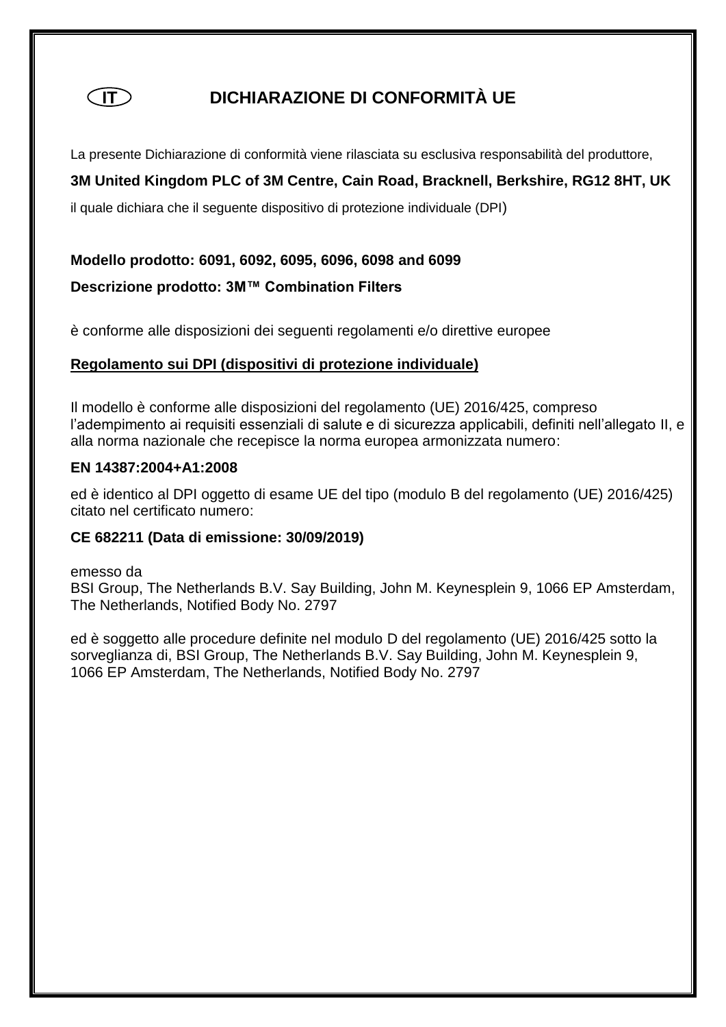# IT DICHIARAZIONE DI CONFORMITÀ UE

La presente Dichiarazione di conformità viene rilasciata su esclusiva responsabilità del produttore,

**3M United Kingdom PLC of 3M Centre, Cain Road, Bracknell, Berkshire, RG12 8HT, UK**

il quale dichiara che il seguente dispositivo di protezione individuale (DPI)

**Modello prodotto: 6091, 6092, 6095, 6096, 6098 and 6099**

**Descrizione prodotto: 3M™ Combination Filters**

è conforme alle disposizioni dei seguenti regolamenti e/o direttive europee

**Regolamento sui DPI (dispositivi di protezione individuale)**

Il modello è conforme alle disposizioni del regolamento (UE) 2016/425, compreso l'adempimento ai requisiti essenziali di salute e di sicurezza applicabili, definiti nell'allegato II, e alla norma nazionale che recepisce la norma europea armonizzata numero:

**EN 14387:2004+A1:2008**

ed è identico al DPI oggetto di esame UE del tipo (modulo B del regolamento (UE) 2016/425) citato nel certificato numero:

**CE 682211 (Data di emissione: 30/09/2019)**

emesso da
BSI Group, The Netherlands B.V. Say Building, John M. Keynesplein 9, 1066 EP Amsterdam, The Netherlands, Notified Body No. 2797

ed è soggetto alle procedure definite nel modulo D del regolamento (UE) 2016/425 sotto la sorveglianza di, BSI Group, The Netherlands B.V. Say Building, John M. Keynesplein 9, 1066 EP Amsterdam, The Netherlands, Notified Body No. 2797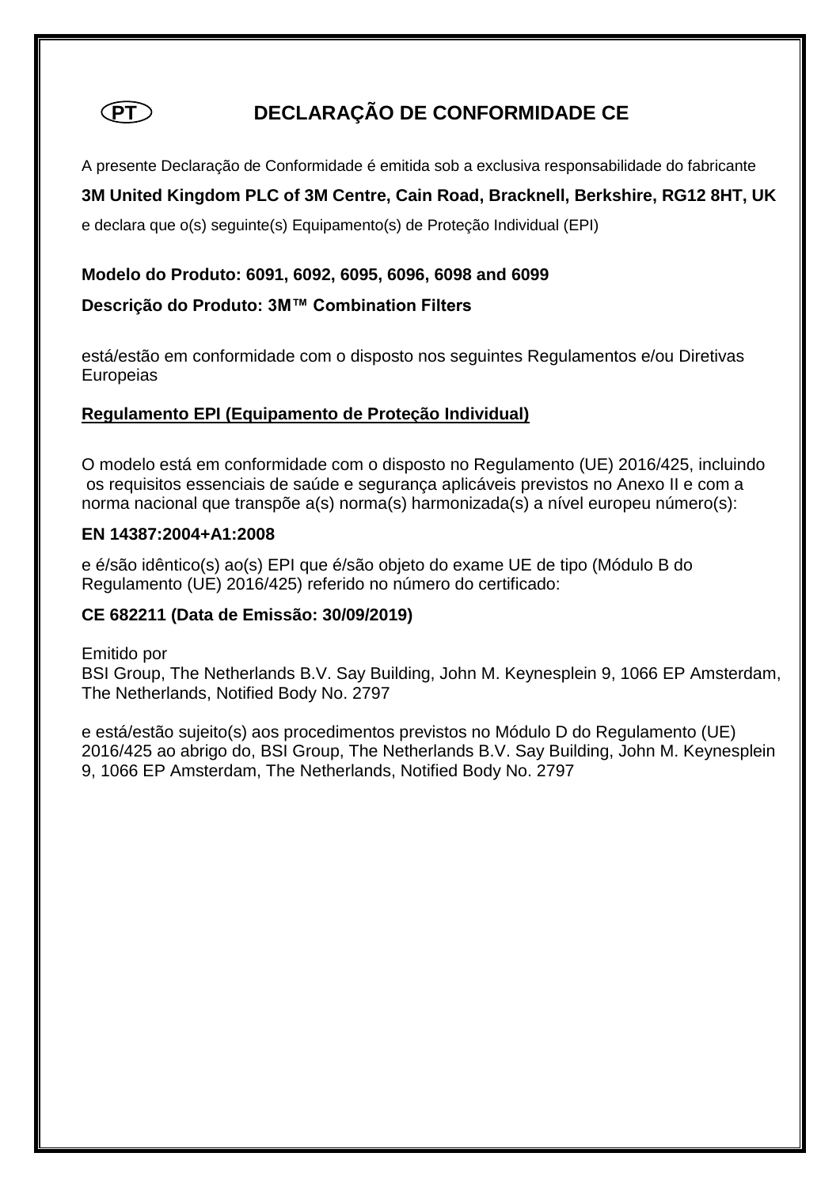# (PT) DECLARAÇÃO DE CONFORMIDADE CE

A presente Declaração de Conformidade é emitida sob a exclusiva responsabilidade do fabricante

**3M United Kingdom PLC of 3M Centre, Cain Road, Bracknell, Berkshire, RG12 8HT, UK**

e declara que o(s) seguinte(s) Equipamento(s) de Proteção Individual (EPI)

**Modelo do Produto: 6091, 6092, 6095, 6096, 6098 and 6099**

**Descrição do Produto: 3M™ Combination Filters**

está/estão em conformidade com o disposto nos seguintes Regulamentos e/ou Diretivas Europeias

**<u>Regulamento EPI (Equipamento de Proteção Individual)</u>**

O modelo está em conformidade com o disposto no Regulamento (UE) 2016/425, incluindo os requisitos essenciais de saúde e segurança aplicáveis previstos no Anexo II e com a norma nacional que transpõe a(s) norma(s) harmonizada(s) a nível europeu número(s):

**EN 14387:2004+A1:2008**

e é/são idêntico(s) ao(s) EPI que é/são objeto do exame UE de tipo (Módulo B do Regulamento (UE) 2016/425) referido no número do certificado:

**CE 682211 (Data de Emissão: 30/09/2019)**

Emitido por
BSI Group, The Netherlands B.V. Say Building, John M. Keynesplein 9, 1066 EP Amsterdam, The Netherlands, Notified Body No. 2797

e está/estão sujeito(s) aos procedimentos previstos no Módulo D do Regulamento (UE) 2016/425 ao abrigo do, BSI Group, The Netherlands B.V. Say Building, John M. Keynesplein 9, 1066 EP Amsterdam, The Netherlands, Notified Body No. 2797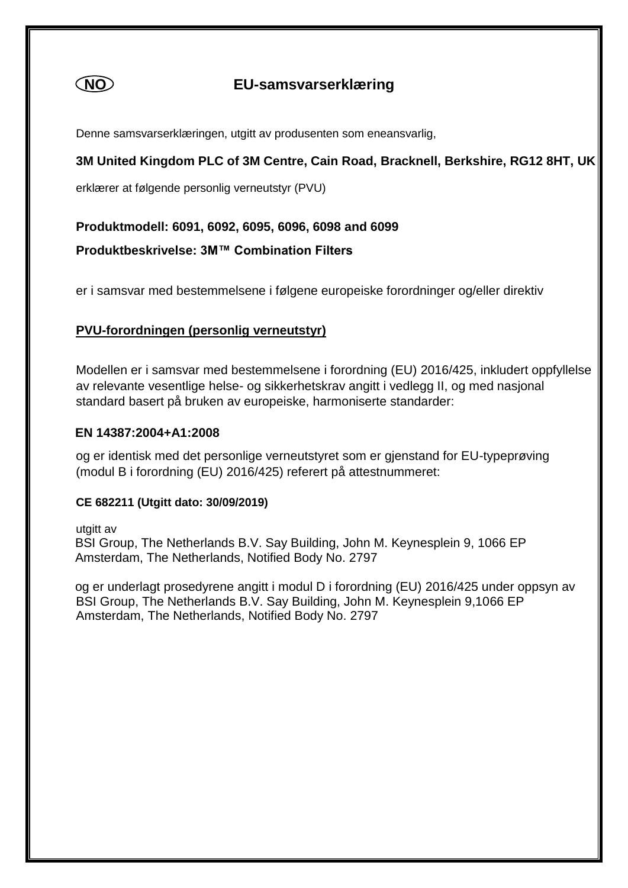(NO) 

# EU-samsvarserklæring

Denne samsvarserklæringen, utgitt av produsenten som eneansvarlig,

**3M United Kingdom PLC of 3M Centre, Cain Road, Bracknell, Berkshire, RG12 8HT, UK**

erklærer at følgende personlig verneutstyr (PVU)

**Produktmodell: 6091, 6092, 6095, 6096, 6098 and 6099**

**Produktbeskrivelse: 3M™ Combination Filters**

er i samsvar med bestemmelsene i følgene europeiske forordninger og/eller direktiv

**PVU-forordningen (personlig verneutstyr)**

Modellen er i samsvar med bestemmelsene i forordning (EU) 2016/425, inkludert oppfyllelse av relevante vesentlige helse- og sikkerhetskrav angitt i vedlegg II, og med nasjonal standard basert på bruken av europeiske, harmoniserte standarder:

**EN 14387:2004+A1:2008**

og er identisk med det personlige verneutstyret som er gjenstand for EU-typeprøving (modul B i forordning (EU) 2016/425) referert på attestnummeret:

**CE 682211 (Utgitt dato: 30/09/2019)**

utgitt av
BSI Group, The Netherlands B.V. Say Building, John M. Keynesplein 9, 1066 EP Amsterdam, The Netherlands, Notified Body No. 2797

og er underlagt prosedyrene angitt i modul D i forordning (EU) 2016/425 under oppsyn av BSI Group, The Netherlands B.V. Say Building, John M. Keynesplein 9,1066 EP Amsterdam, The Netherlands, Notified Body No. 2797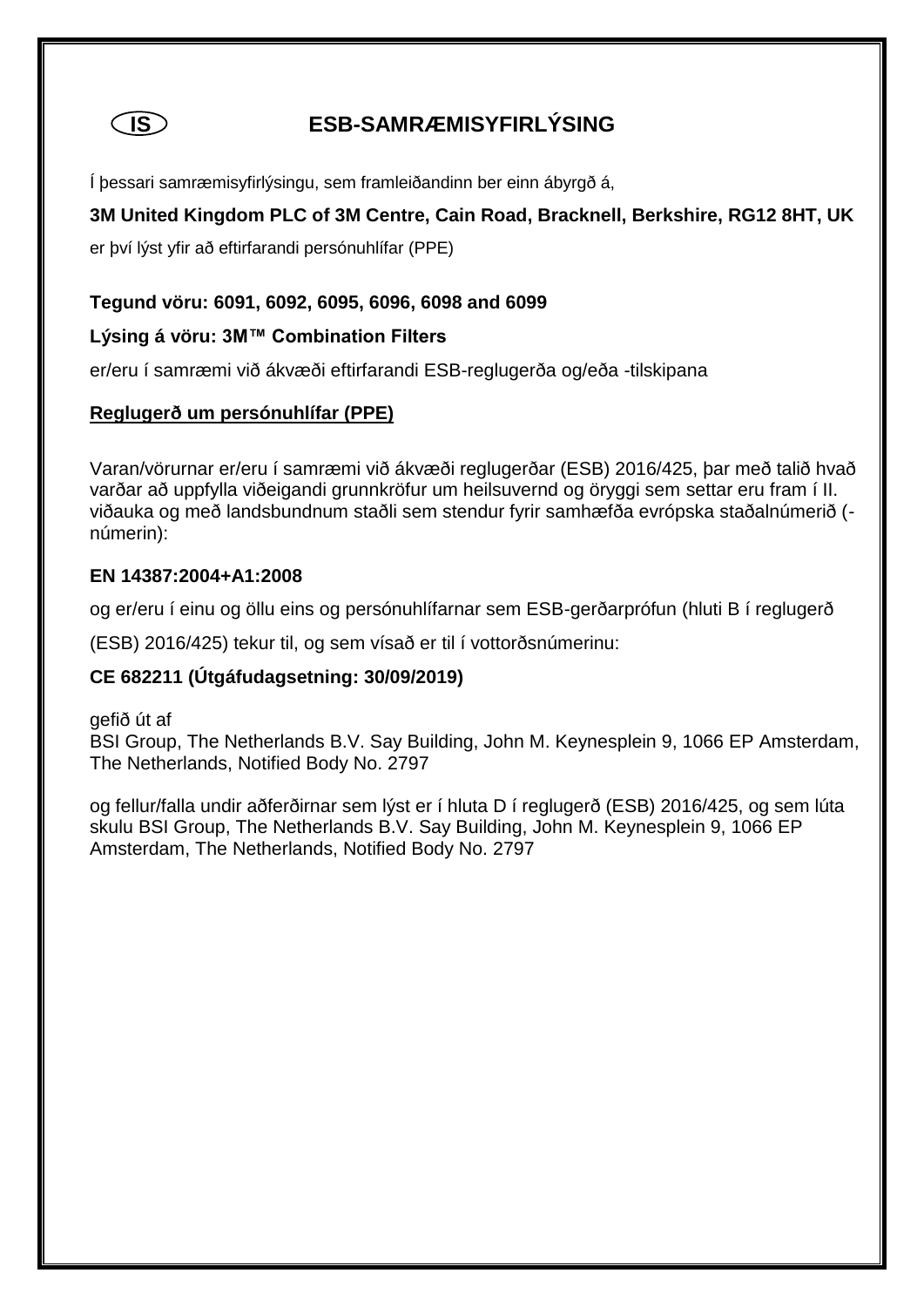# IS ESB-SAMRÆMISYFIRLÝSING

Í þessari samræmisyfirlýsingu, sem framleiðandinn ber einn ábyrgð á,

**3M United Kingdom PLC of 3M Centre, Cain Road, Bracknell, Berkshire, RG12 8HT, UK**

er því lýst yfir að eftirfarandi persónuhlífar (PPE)

**Tegund vöru: 6091, 6092, 6095, 6096, 6098 and 6099**

**Lýsing á vöru: 3M™ Combination Filters**

er/eru í samræmi við ákvæði eftirfarandi ESB-reglugerða og/eða -tilskipana

**Reglugerð um persónuhlífar (PPE)**

Varan/vörurnar er/eru í samræmi við ákvæði reglugerðar (ESB) 2016/425, þar með talið hvað varðar að uppfylla viðeigandi grunnkröfur um heilsuvernd og öryggi sem settar eru fram í II. viðauka og með landsbundnum staðli sem stendur fyrir samhæfða evrópska staðalnúmerið (-númerin):

**EN 14387:2004+A1:2008**

og er/eru í einu og öllu eins og persónuhlífarnar sem ESB-gerðarprófun (hluti B í reglugerð

(ESB) 2016/425) tekur til, og sem vísað er til í vottorðsnúmerinu:

**CE 682211 (Útgáfudagsetning: 30/09/2019)**

gefið út af
BSI Group, The Netherlands B.V. Say Building, John M. Keynesplein 9, 1066 EP Amsterdam, The Netherlands, Notified Body No. 2797

og fellur/falla undir aðferðirnar sem lýst er í hluta D í reglugerð (ESB) 2016/425, og sem lúta skulu BSI Group, The Netherlands B.V. Say Building, John M. Keynesplein 9, 1066 EP Amsterdam, The Netherlands, Notified Body No. 2797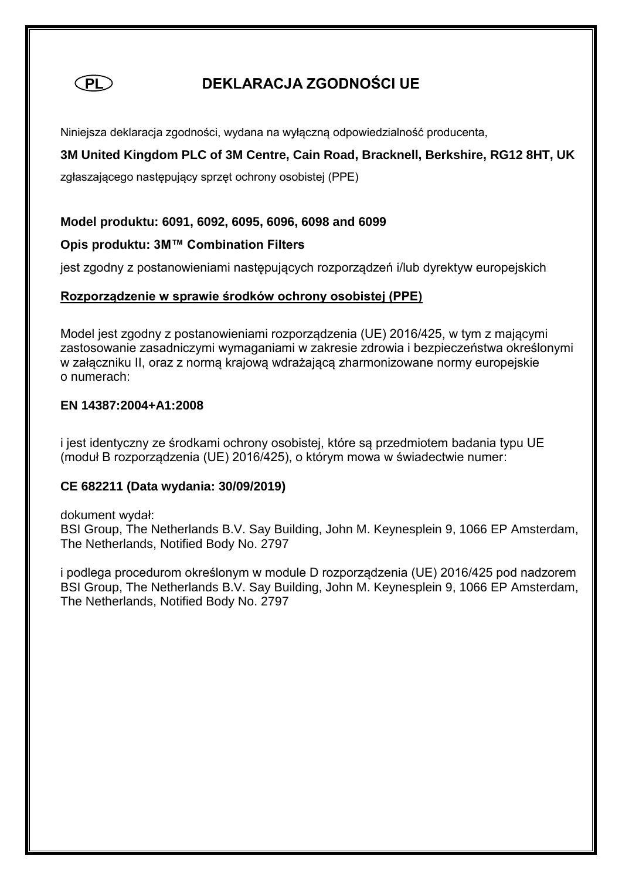PL

# DEKLARACJA ZGODNOŚCI UE

Niniejsza deklaracja zgodności, wydana na wyłączną odpowiedzialność producenta,

**3M United Kingdom PLC of 3M Centre, Cain Road, Bracknell, Berkshire, RG12 8HT, UK**

zgłaszającego następujący sprzęt ochrony osobistej (PPE)

**Model produktu: 6091, 6092, 6095, 6096, 6098 and 6099**

**Opis produktu: 3M™ Combination Filters**

jest zgodny z postanowieniami następujących rozporządzeń i/lub dyrektyw europejskich

**Rozporządzenie w sprawie środków ochrony osobistej (PPE)**

Model jest zgodny z postanowieniami rozporządzenia (UE) 2016/425, w tym z mającymi zastosowanie zasadniczymi wymaganiami w zakresie zdrowia i bezpieczeństwa określonymi w załączniku II, oraz z normą krajową wdrażającą zharmonizowane normy europejskie o numerach:

**EN 14387:2004+A1:2008**

i jest identyczny ze środkami ochrony osobistej, które są przedmiotem badania typu UE (moduł B rozporządzenia (UE) 2016/425), o którym mowa w świadectwie numer:

**CE 682211 (Data wydania: 30/09/2019)**

dokument wydał:
BSI Group, The Netherlands B.V. Say Building, John M. Keynesplein 9, 1066 EP Amsterdam, The Netherlands, Notified Body No. 2797

i podlega procedurom określonym w module D rozporządzenia (UE) 2016/425 pod nadzorem BSI Group, The Netherlands B.V. Say Building, John M. Keynesplein 9, 1066 EP Amsterdam, The Netherlands, Notified Body No. 2797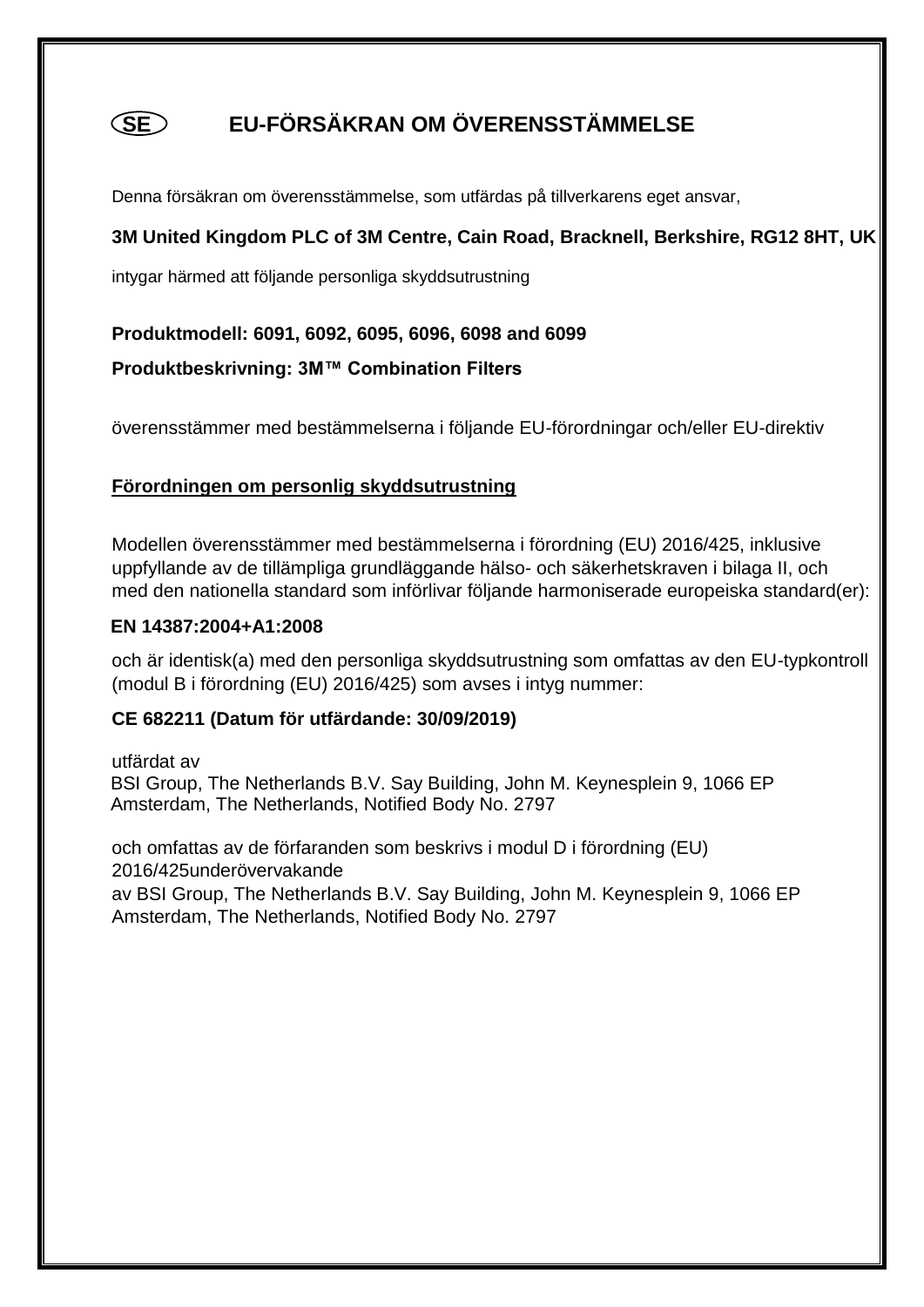# (SE) EU-FÖRSÄKRAN OM ÖVERENSSTÄMMELSE

Denna försäkran om överensstämmelse, som utfärdas på tillverkarens eget ansvar,

**3M United Kingdom PLC of 3M Centre, Cain Road, Bracknell, Berkshire, RG12 8HT, UK**

intygar härmed att följande personliga skyddsutrustning

**Produktmodell: 6091, 6092, 6095, 6096, 6098 and 6099**

**Produktbeskrivning: 3M™ Combination Filters**

överensstämmer med bestämmelserna i följande EU-förordningar och/eller EU-direktiv

**Förordningen om personlig skyddsutrustning**

Modellen överensstämmer med bestämmelserna i förordning (EU) 2016/425, inklusive uppfyllande av de tillämpliga grundläggande hälso- och säkerhetskraven i bilaga II, och med den nationella standard som införlivar följande harmoniserade europeiska standard(er):

**EN 14387:2004+A1:2008**

och är identisk(a) med den personliga skyddsutrustning som omfattas av den EU-typkontroll (modul B i förordning (EU) 2016/425) som avses i intyg nummer:

**CE 682211 (Datum för utfärdande: 30/09/2019)**

utfärdat av
BSI Group, The Netherlands B.V. Say Building, John M. Keynesplein 9, 1066 EP Amsterdam, The Netherlands, Notified Body No. 2797

och omfattas av de förfaranden som beskrivs i modul D i förordning (EU) 2016/425underövervakande
av BSI Group, The Netherlands B.V. Say Building, John M. Keynesplein 9, 1066 EP Amsterdam, The Netherlands, Notified Body No. 2797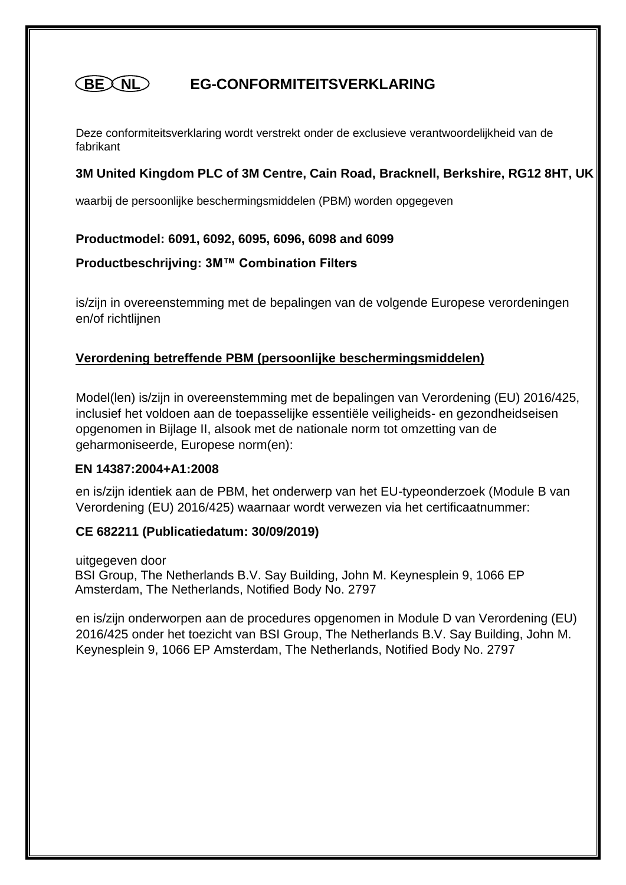# BE NL EG-CONFORMITEITSVERKLARING

Deze conformiteitsverklaring wordt verstrekt onder de exclusieve verantwoordelijkheid van de fabrikant

**3M United Kingdom PLC of 3M Centre, Cain Road, Bracknell, Berkshire, RG12 8HT, UK**

waarbij de persoonlijke beschermingsmiddelen (PBM) worden opgegeven

**Productmodel: 6091, 6092, 6095, 6096, 6098 and 6099**

**Productbeschrijving: 3M™ Combination Filters**

is/zijn in overeenstemming met de bepalingen van de volgende Europese verordeningen en/of richtlijnen

## Verordening betreffende PBM (persoonlijke beschermingsmiddelen)

Model(len) is/zijn in overeenstemming met de bepalingen van Verordening (EU) 2016/425, inclusief het voldoen aan de toepasselijke essentiële veiligheids- en gezondheidseisen opgenomen in Bijlage II, alsook met de nationale norm tot omzetting van de geharmoniseerde, Europese norm(en):

**EN 14387:2004+A1:2008**

en is/zijn identiek aan de PBM, het onderwerp van het EU-typeonderzoek (Module B van Verordening (EU) 2016/425) waarnaar wordt verwezen via het certificaatnummer:

**CE 682211 (Publicatiedatum: 30/09/2019)**

uitgegeven door
BSI Group, The Netherlands B.V. Say Building, John M. Keynesplein 9, 1066 EP Amsterdam, The Netherlands, Notified Body No. 2797

en is/zijn onderworpen aan de procedures opgenomen in Module D van Verordening (EU) 2016/425 onder het toezicht van BSI Group, The Netherlands B.V. Say Building, John M. Keynesplein 9, 1066 EP Amsterdam, The Netherlands, Notified Body No. 2797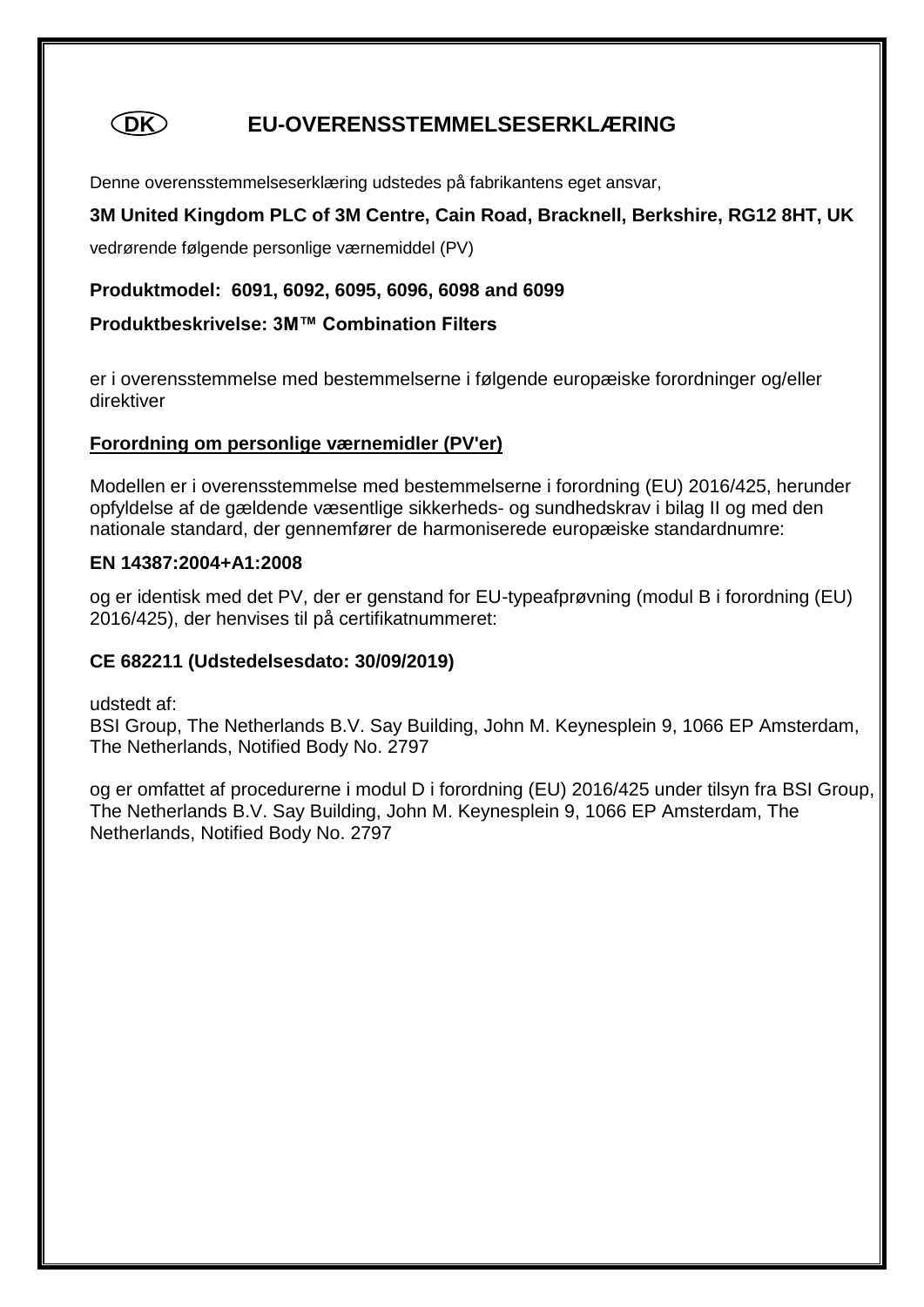DK

# EU-OVERENSSTEMMELSESERKLÆRING

Denne overensstemmelseserklæring udstedes på fabrikantens eget ansvar,

**3M United Kingdom PLC of 3M Centre, Cain Road, Bracknell, Berkshire, RG12 8HT, UK**

vedrørende følgende personlige værnemiddel (PV)

**Produktmodel: 6091, 6092, 6095, 6096, 6098 and 6099**

**Produktbeskrivelse: 3M™ Combination Filters**

er i overensstemmelse med bestemmelserne i følgende europæiske forordninger og/eller direktiver

**<u>Forordning om personlige værnemidler (PV'er)</u>**

Modellen er i overensstemmelse med bestemmelserne i forordning (EU) 2016/425, herunder opfyldelse af de gældende væsentlige sikkerheds- og sundhedskrav i bilag II og med den nationale standard, der gennemfører de harmoniserede europæiske standardnumre:

**EN 14387:2004+A1:2008**

og er identisk med det PV, der er genstand for EU-typeafprøvning (modul B i forordning (EU) 2016/425), der henvises til på certifikatnummeret:

**CE 682211 (Udstedelsesdato: 30/09/2019)**

udstedt af:
BSI Group, The Netherlands B.V. Say Building, John M. Keynesplein 9, 1066 EP Amsterdam, The Netherlands, Notified Body No. 2797

og er omfattet af procedurerne i modul D i forordning (EU) 2016/425 under tilsyn fra BSI Group, The Netherlands B.V. Say Building, John M. Keynesplein 9, 1066 EP Amsterdam, The Netherlands, Notified Body No. 2797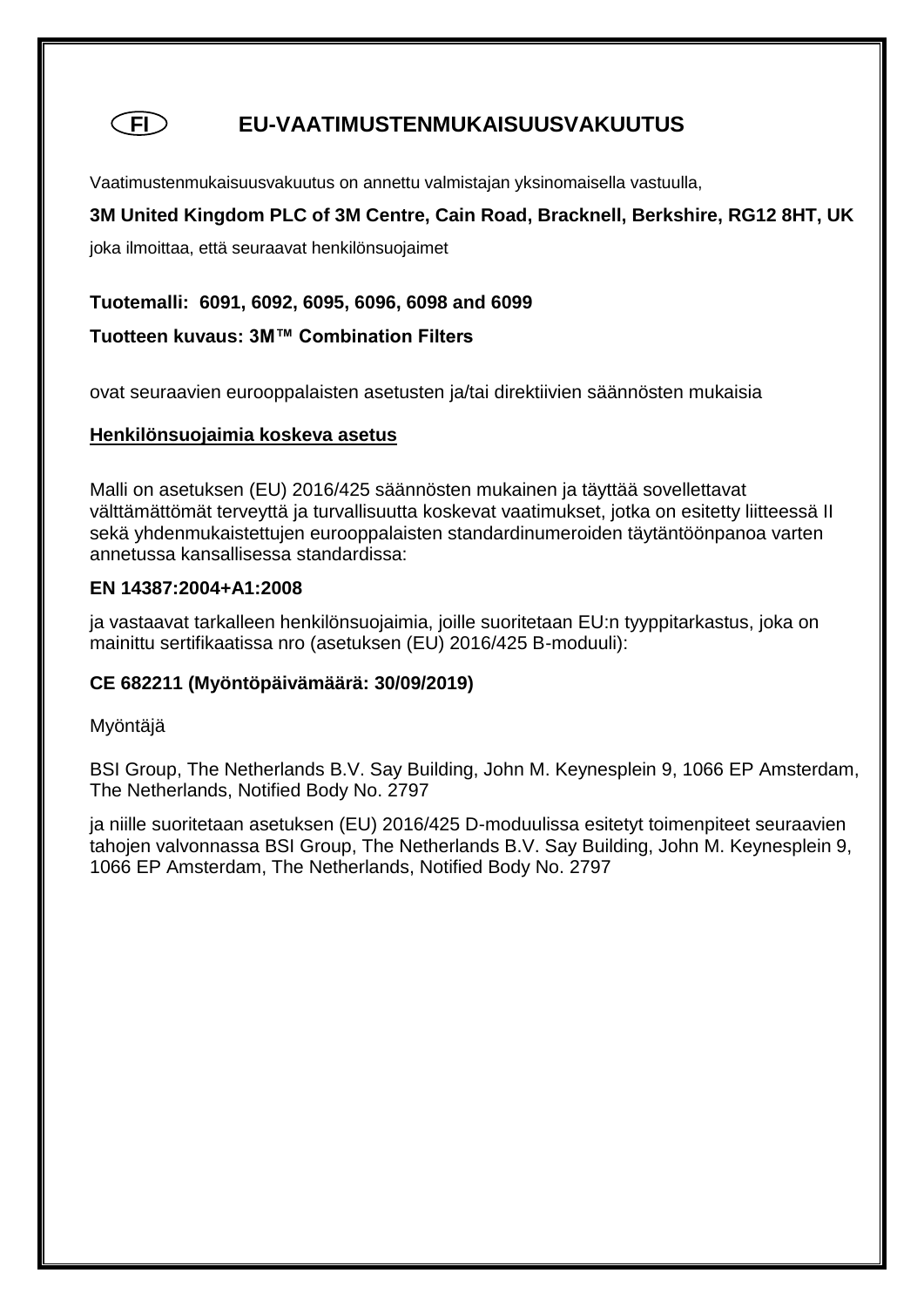# FI EU-VAATIMUSTENMUKAISUUSVAKUUTUS

Vaatimustenmukaisuusvakuutus on annettu valmistajan yksinomaisella vastuulla,

**3M United Kingdom PLC of 3M Centre, Cain Road, Bracknell, Berkshire, RG12 8HT, UK**

joka ilmoittaa, että seuraavat henkilönsuojaimet

**Tuotemalli: 6091, 6092, 6095, 6096, 6098 and 6099**

**Tuotteen kuvaus: 3M™ Combination Filters**

ovat seuraavien eurooppalaisten asetusten ja/tai direktiivien säännösten mukaisia

**Henkilönsuojaimia koskeva asetus**

Malli on asetuksen (EU) 2016/425 säännösten mukainen ja täyttää sovellettavat välttämättömät terveyttä ja turvallisuutta koskevat vaatimukset, jotka on esitetty liitteessä II sekä yhdenmukaistettujen eurooppalaisten standardinumeroiden täytäntöönpanoa varten annetussa kansallisessa standardissa:

**EN 14387:2004+A1:2008**

ja vastaavat tarkalleen henkilönsuojaimia, joille suoritetaan EU:n tyyppitarkastus, joka on mainittu sertifikaatissa nro (asetuksen (EU) 2016/425 B-moduuli):

**CE 682211 (Myöntöpäivämäärä: 30/09/2019)**

Myöntäjä

BSI Group, The Netherlands B.V. Say Building, John M. Keynesplein 9, 1066 EP Amsterdam, The Netherlands, Notified Body No. 2797

ja niille suoritetaan asetuksen (EU) 2016/425 D-moduulissa esitetyt toimenpiteet seuraavien tahojen valvonnassa BSI Group, The Netherlands B.V. Say Building, John M. Keynesplein 9, 1066 EP Amsterdam, The Netherlands, Notified Body No. 2797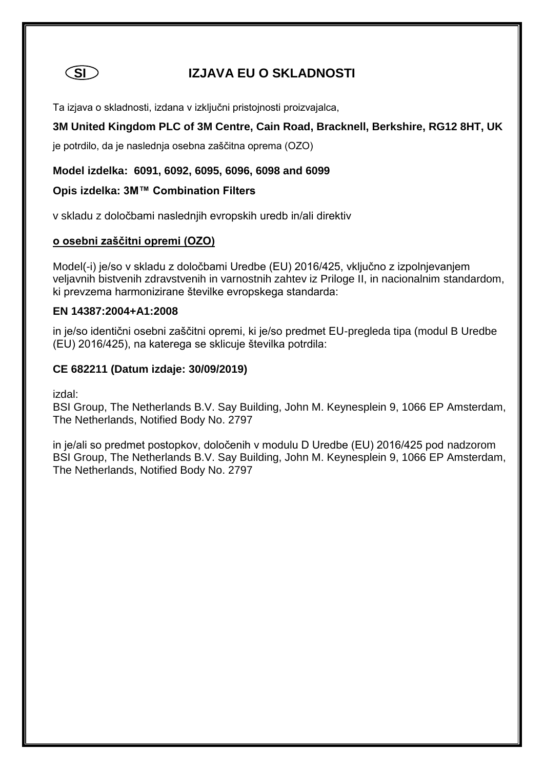SI

# IZJAVA EU O SKLADNOSTI

Ta izjava o skladnosti, izdana v izključni pristojnosti proizvajalca,

**3M United Kingdom PLC of 3M Centre, Cain Road, Bracknell, Berkshire, RG12 8HT, UK**

je potrdilo, da je naslednja osebna zaščitna oprema (OZO)

**Model izdelka: 6091, 6092, 6095, 6096, 6098 and 6099**

**Opis izdelka: 3M™ Combination Filters**

v skladu z določbami naslednjih evropskih uredb in/ali direktiv

**o osebni zaščitni opremi (OZO)**

Model(-i) je/so v skladu z določbami Uredbe (EU) 2016/425, vključno z izpolnjevanjem veljavnih bistvenih zdravstvenih in varnostnih zahtev iz Priloge II, in nacionalnim standardom, ki prevzema harmonizirane številke evropskega standarda:

**EN 14387:2004+A1:2008**

in je/so identični osebni zaščitni opremi, ki je/so predmet EU-pregleda tipa (modul B Uredbe (EU) 2016/425), na katerega se sklicuje številka potrdila:

**CE 682211 (Datum izdaje: 30/09/2019)**

izdal:
BSI Group, The Netherlands B.V. Say Building, John M. Keynesplein 9, 1066 EP Amsterdam, The Netherlands, Notified Body No. 2797

in je/ali so predmet postopkov, določenih v modulu D Uredbe (EU) 2016/425 pod nadzorom BSI Group, The Netherlands B.V. Say Building, John M. Keynesplein 9, 1066 EP Amsterdam, The Netherlands, Notified Body No. 2797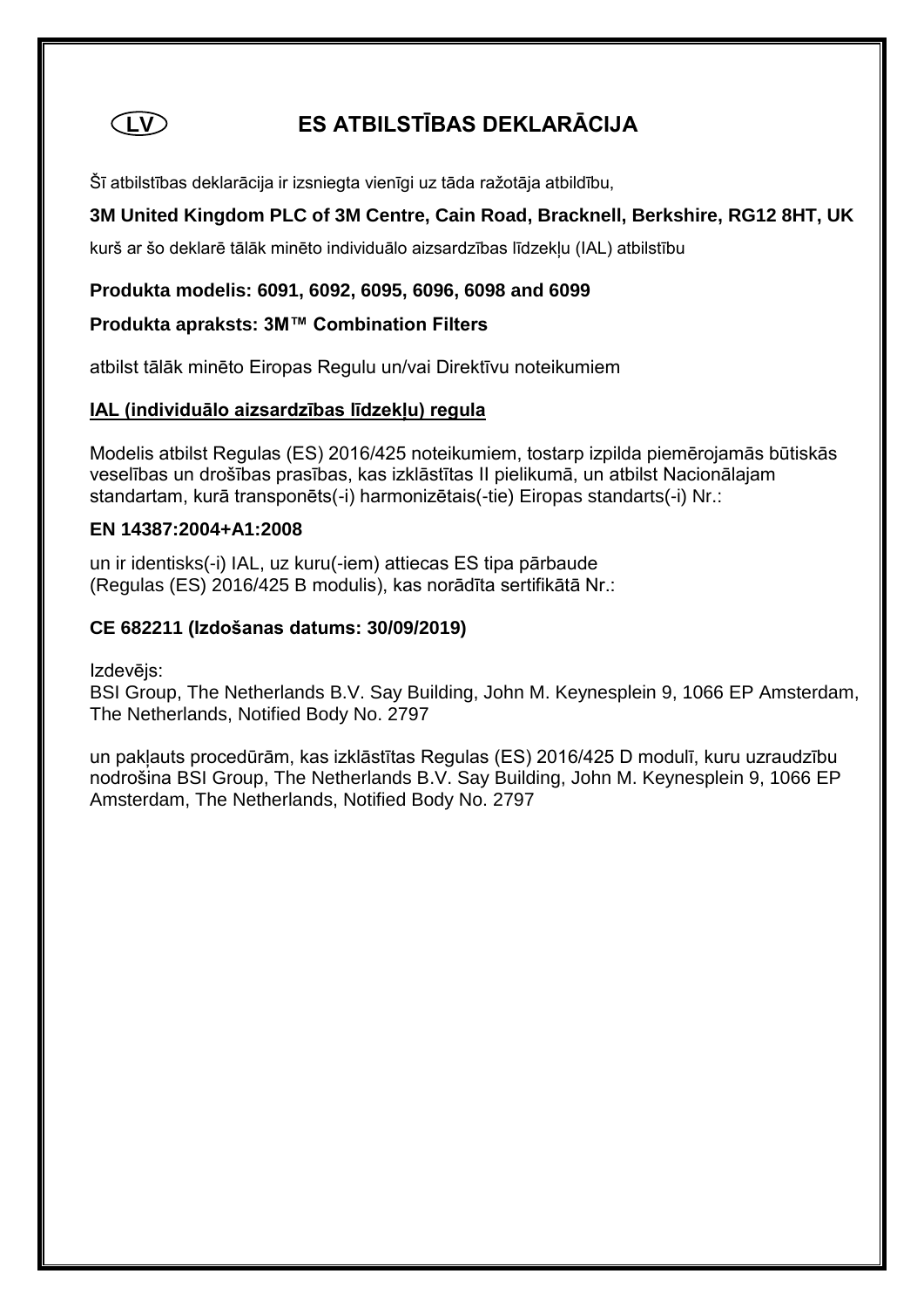# LV ES ATBILSTĪBAS DEKLARĀCIJA

Šī atbilstības deklarācija ir izsniegta vienīgi uz tāda ražotāja atbildību,

**3M United Kingdom PLC of 3M Centre, Cain Road, Bracknell, Berkshire, RG12 8HT, UK**

kurš ar šo deklarē tālāk minēto individuālo aizsardzības līdzekļu (IAL) atbilstību

**Produkta modelis: 6091, 6092, 6095, 6096, 6098 and 6099**

**Produkta apraksts: 3M™ Combination Filters**

atbilst tālāk minēto Eiropas Regulu un/vai Direktīvu noteikumiem

**IAL (individuālo aizsardzības līdzekļu) regula**

Modelis atbilst Regulas (ES) 2016/425 noteikumiem, tostarp izpilda piemērojamās būtiskās veselības un drošības prasības, kas izklāstītas II pielikumā, un atbilst Nacionālajam standartam, kurā transponēts(-i) harmonizētais(-tie) Eiropas standarts(-i) Nr.:

**EN 14387:2004+A1:2008**

un ir identisks(-i) IAL, uz kuru(-iem) attiecas ES tipa pārbaude (Regulas (ES) 2016/425 B modulis), kas norādīta sertifikātā Nr.:

**CE 682211 (Izdošanas datums: 30/09/2019)**

Izdevējs:
BSI Group, The Netherlands B.V. Say Building, John M. Keynesplein 9, 1066 EP Amsterdam, The Netherlands, Notified Body No. 2797

un pakļauts procedūrām, kas izklāstītas Regulas (ES) 2016/425 D modulī, kuru uzraudzību nodrošina BSI Group, The Netherlands B.V. Say Building, John M. Keynesplein 9, 1066 EP Amsterdam, The Netherlands, Notified Body No. 2797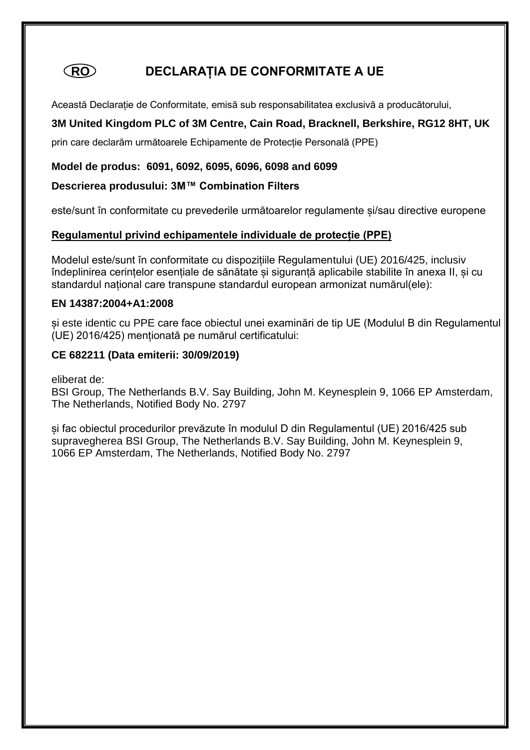(RO)

# DECLARAȚIA DE CONFORMITATE A UE

Această Declarație de Conformitate, emisă sub responsabilitatea exclusivă a producătorului,

**3M United Kingdom PLC of 3M Centre, Cain Road, Bracknell, Berkshire, RG12 8HT, UK**

prin care declarăm următoarele Echipamente de Protecție Personală (PPE)

**Model de produs: 6091, 6092, 6095, 6096, 6098 and 6099**

**Descrierea produsului: 3M™ Combination Filters**

este/sunt în conformitate cu prevederile următoarelor regulamente și/sau directive europene

**<u>Regulamentul privind echipamentele individuale de protecție (PPE)</u>**

Modelul este/sunt în conformitate cu dispozițiile Regulamentului (UE) 2016/425, inclusiv îndeplinirea cerințelor esențiale de sănătate și siguranță aplicabile stabilite în anexa II, și cu standardul național care transpune standardul european armonizat numărul(ele):

**EN 14387:2004+A1:2008**

și este identic cu PPE care face obiectul unei examinări de tip UE (Modulul B din Regulamentul (UE) 2016/425) menționată pe numărul certificatului:

**CE 682211 (Data emiterii: 30/09/2019)**

eliberat de:
BSI Group, The Netherlands B.V. Say Building, John M. Keynesplein 9, 1066 EP Amsterdam, The Netherlands, Notified Body No. 2797

și fac obiectul procedurilor prevăzute în modulul D din Regulamentul (UE) 2016/425 sub supravegherea BSI Group, The Netherlands B.V. Say Building, John M. Keynesplein 9, 1066 EP Amsterdam, The Netherlands, Notified Body No. 2797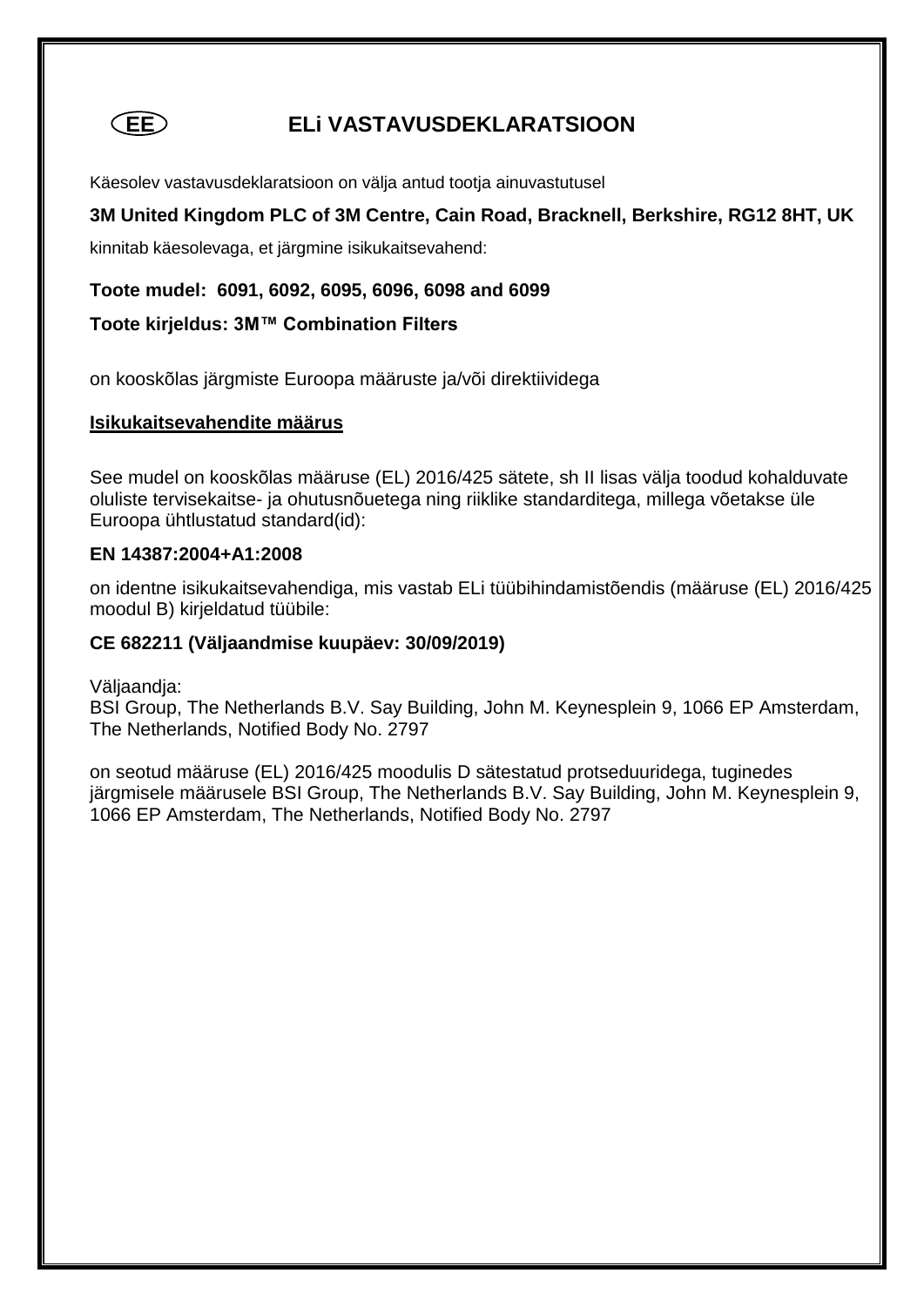EE

# ELi VASTAVUSDEKLARATSIOON

Käesolev vastavusdeklaratsioon on välja antud tootja ainuvastutusel

**3M United Kingdom PLC of 3M Centre, Cain Road, Bracknell, Berkshire, RG12 8HT, UK**

kinnitab käesolevaga, et järgmine isikukaitsevahend:

**Toote mudel: 6091, 6092, 6095, 6096, 6098 and 6099**

**Toote kirjeldus: 3M™ Combination Filters**

on kooskõlas järgmiste Euroopa määruste ja/või direktiividega

**Isikukaitsevahendite määrus**

See mudel on kooskõlas määruse (EL) 2016/425 sätete, sh II lisas välja toodud kohalduvate oluliste tervisekaitse- ja ohutusnõuetega ning riiklike standarditega, millega võetakse üle Euroopa ühtlustatud standard(id):

**EN 14387:2004+A1:2008**

on identne isikukaitsevahendiga, mis vastab ELi tüübihindamistõendis (määruse (EL) 2016/425 moodul B) kirjeldatud tüübile:

**CE 682211 (Väljaandmise kuupäev: 30/09/2019)**

Väljaandja:
BSI Group, The Netherlands B.V. Say Building, John M. Keynesplein 9, 1066 EP Amsterdam, The Netherlands, Notified Body No. 2797

on seotud määruse (EL) 2016/425 moodulis D sätestatud protseduuridega, tuginedes järgmisele määrusele BSI Group, The Netherlands B.V. Say Building, John M. Keynesplein 9, 1066 EP Amsterdam, The Netherlands, Notified Body No. 2797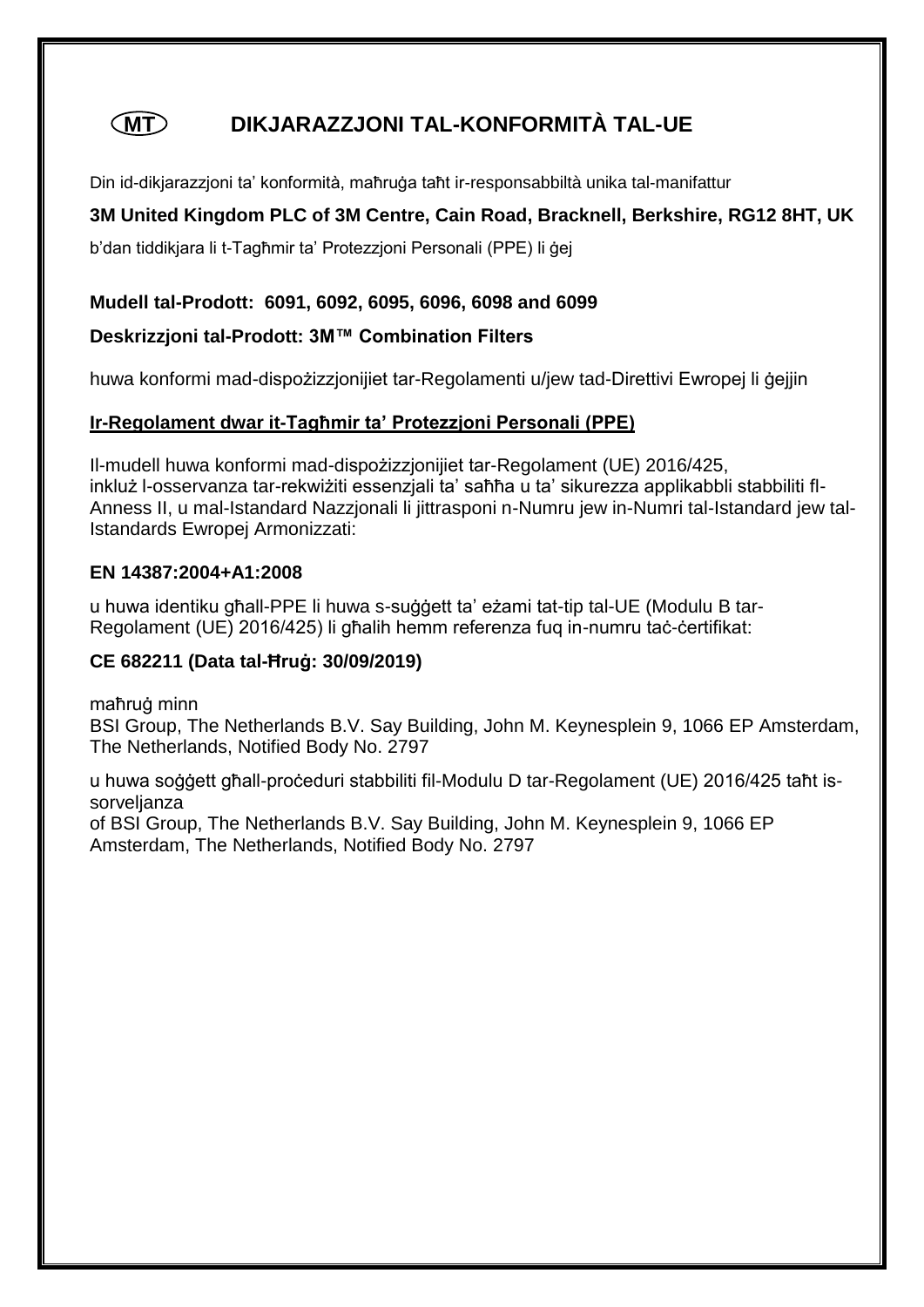# (MT) DIKJARAZZJONI TAL-KONFORMITÀ TAL-UE

Din id-dikjarazzjoni ta' konformità, maħruġa taħt ir-responsabbiltà unika tal-manifattur

**3M United Kingdom PLC of 3M Centre, Cain Road, Bracknell, Berkshire, RG12 8HT, UK**

b'dan tiddikjara li t-Tagħmir ta' Protezzjoni Personali (PPE) li ġej

**Mudell tal-Prodott: 6091, 6092, 6095, 6096, 6098 and 6099**

**Deskrizzjoni tal-Prodott: 3M™ Combination Filters**

huwa konformi mad-dispożizzjonijiet tar-Regolamenti u/jew tad-Direttivi Ewropej li ġejjin

**Ir-Regolament dwar it-Tagħmir ta' Protezzjoni Personali (PPE)**

Il-mudell huwa konformi mad-dispożizzjonijiet tar-Regolament (UE) 2016/425, inkluż l-osservanza tar-rekwiżiti essenzjali ta' saħħa u ta' sikurezza applikabbli stabbiliti fl-Anness II, u mal-Istandard Nazzjonali li jittrasponi n-Numru jew in-Numri tal-Istandard jew tal-Istandards Ewropej Armonizzati:

**EN 14387:2004+A1:2008**

u huwa identiku għall-PPE li huwa s-suġġett ta' eżami tat-tip tal-UE (Modulu B tar-Regolament (UE) 2016/425) li għalih hemm referenza fuq in-numru taċ-ċertifikat:

**CE 682211 (Data tal-Ħruġ: 30/09/2019)**

maħruġ minn
BSI Group, The Netherlands B.V. Say Building, John M. Keynesplein 9, 1066 EP Amsterdam, The Netherlands, Notified Body No. 2797

u huwa soġġett għall-proċeduri stabbiliti fil-Modulu D tar-Regolament (UE) 2016/425 taħt is-sorveljanza
of BSI Group, The Netherlands B.V. Say Building, John M. Keynesplein 9, 1066 EP Amsterdam, The Netherlands, Notified Body No. 2797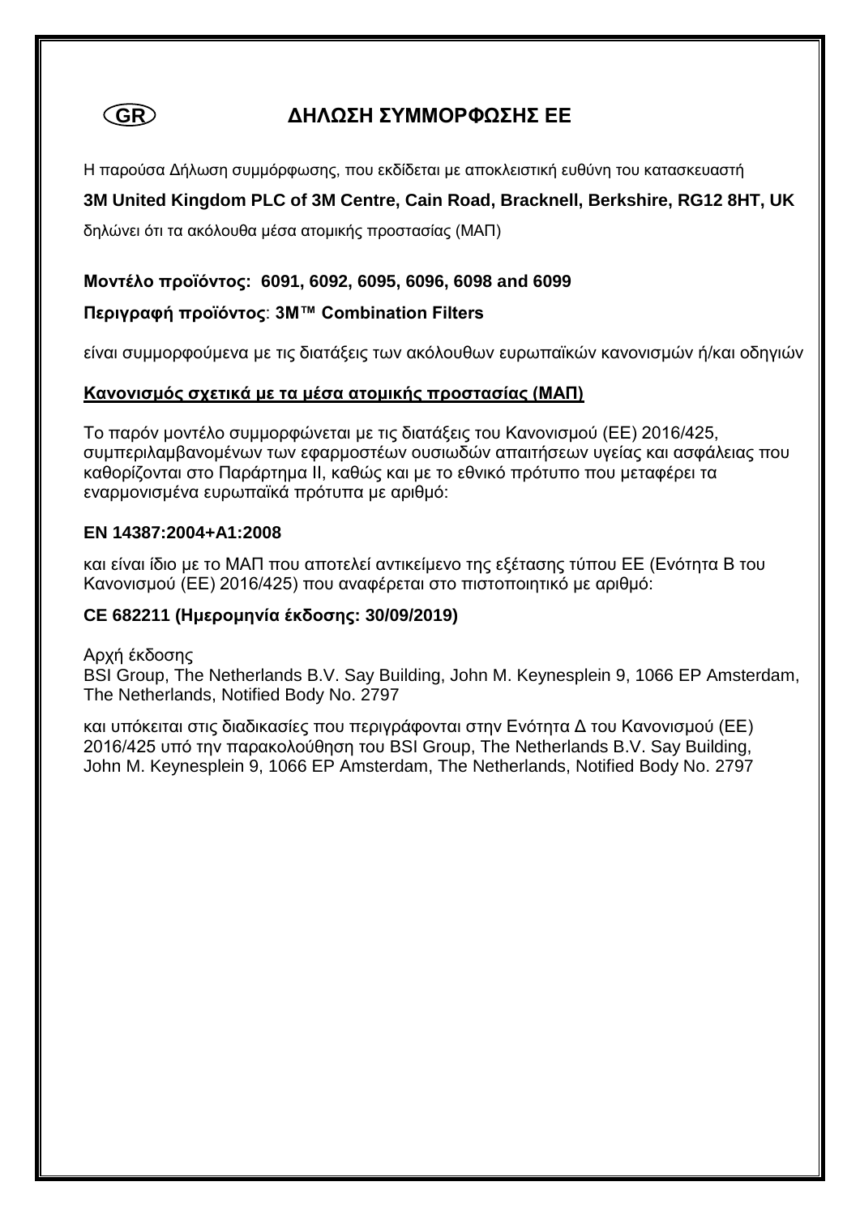GR

# ΔΗΛΩΣΗ ΣΥΜΜΟΡΦΩΣΗΣ ΕΕ

Η παρούσα Δήλωση συμμόρφωσης, που εκδίδεται με αποκλειστική ευθύνη του κατασκευαστή

**3M United Kingdom PLC of 3M Centre, Cain Road, Bracknell, Berkshire, RG12 8HT, UK**

δηλώνει ότι τα ακόλουθα μέσα ατομικής προστασίας (ΜΑΠ)

**Μοντέλο προϊόντος: 6091, 6092, 6095, 6096, 6098 and 6099**

**Περιγραφή προϊόντος**: **3M™ Combination Filters**

είναι συμμορφούμενα με τις διατάξεις των ακόλουθων ευρωπαϊκών κανονισμών ή/και οδηγιών

**Κανονισμός σχετικά με τα μέσα ατομικής προστασίας (ΜΑΠ)**

Το παρόν μοντέλο συμμορφώνεται με τις διατάξεις του Κανονισμού (ΕΕ) 2016/425, συμπεριλαμβανομένων των εφαρμοστέων ουσιωδών απαιτήσεων υγείας και ασφάλειας που καθορίζονται στο Παράρτημα II, καθώς και με το εθνικό πρότυπο που μεταφέρει τα εναρμονισμένα ευρωπαϊκά πρότυπα με αριθμό:

**EN 14387:2004+A1:2008**

και είναι ίδιο με το ΜΑΠ που αποτελεί αντικείμενο της εξέτασης τύπου ΕΕ (Ενότητα Β του Κανονισμού (ΕΕ) 2016/425) που αναφέρεται στο πιστοποιητικό με αριθμό:

**CE 682211 (Ημερομηνία έκδοσης: 30/09/2019)**

Αρχή έκδοσης
BSI Group, The Netherlands B.V. Say Building, John M. Keynesplein 9, 1066 EP Amsterdam, The Netherlands, Notified Body No. 2797

και υπόκειται στις διαδικασίες που περιγράφονται στην Ενότητα Δ του Κανονισμού (ΕΕ) 2016/425 υπό την παρακολούθηση του BSI Group, The Netherlands B.V. Say Building, John M. Keynesplein 9, 1066 EP Amsterdam, The Netherlands, Notified Body No. 2797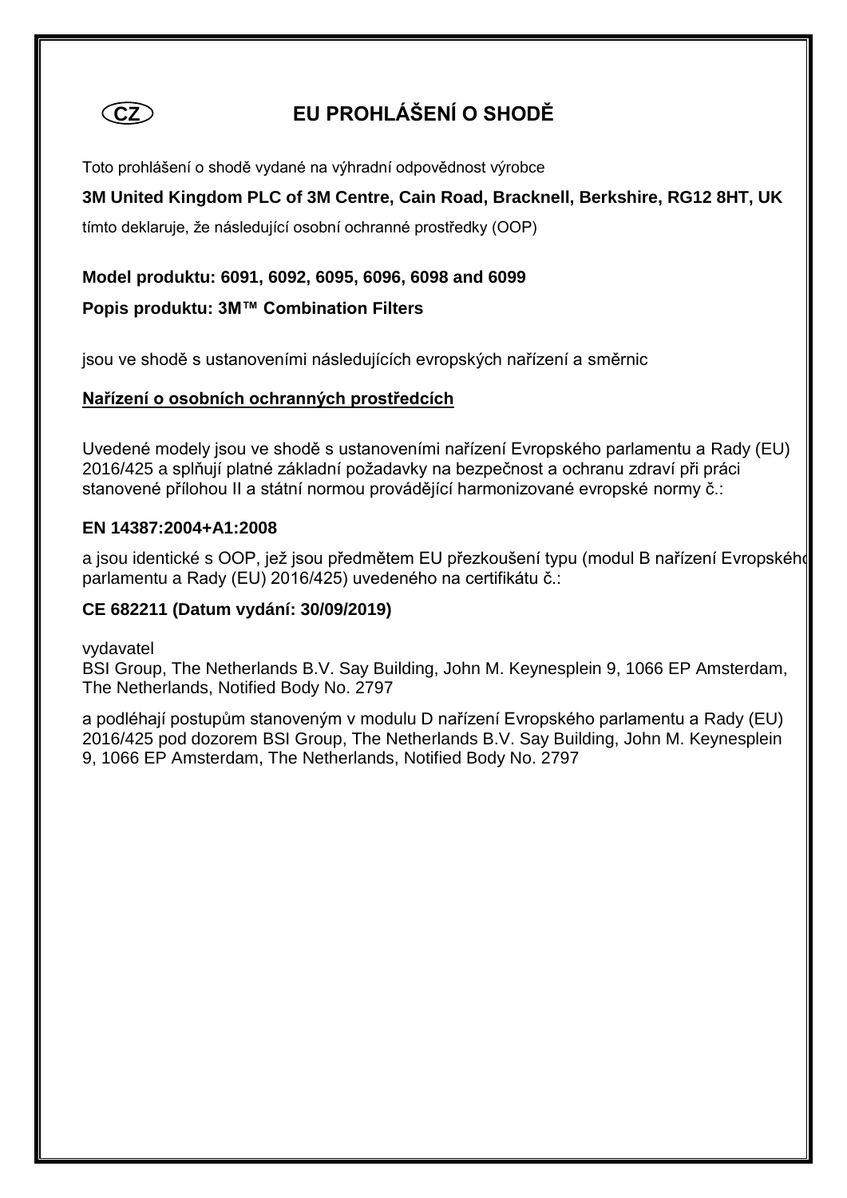CZ

# EU PROHLÁŠENÍ O SHODĚ

Toto prohlášení o shodě vydané na výhradní odpovědnost výrobce

**3M United Kingdom PLC of 3M Centre, Cain Road, Bracknell, Berkshire, RG12 8HT, UK**

tímto deklaruje, že následující osobní ochranné prostředky (OOP)

**Model produktu: 6091, 6092, 6095, 6096, 6098 and 6099**

**Popis produktu: 3M™ Combination Filters**

jsou ve shodě s ustanoveními následujících evropských nařízení a směrnic

**Nařízení o osobních ochranných prostředcích**

Uvedené modely jsou ve shodě s ustanoveními nařízení Evropského parlamentu a Rady (EU) 2016/425 a splňují platné základní požadavky na bezpečnost a ochranu zdraví při práci stanovené přílohou II a státní normou provádějící harmonizované evropské normy č.:

**EN 14387:2004+A1:2008**

a jsou identické s OOP, jež jsou předmětem EU přezkoušení typu (modul B nařízení Evropského parlamentu a Rady (EU) 2016/425) uvedeného na certifikátu č.:

**CE 682211 (Datum vydání: 30/09/2019)**

vydavatel
BSI Group, The Netherlands B.V. Say Building, John M. Keynesplein 9, 1066 EP Amsterdam, The Netherlands, Notified Body No. 2797

a podléhají postupům stanoveným v modulu D nařízení Evropského parlamentu a Rady (EU) 2016/425 pod dozorem BSI Group, The Netherlands B.V. Say Building, John M. Keynesplein 9, 1066 EP Amsterdam, The Netherlands, Notified Body No. 2797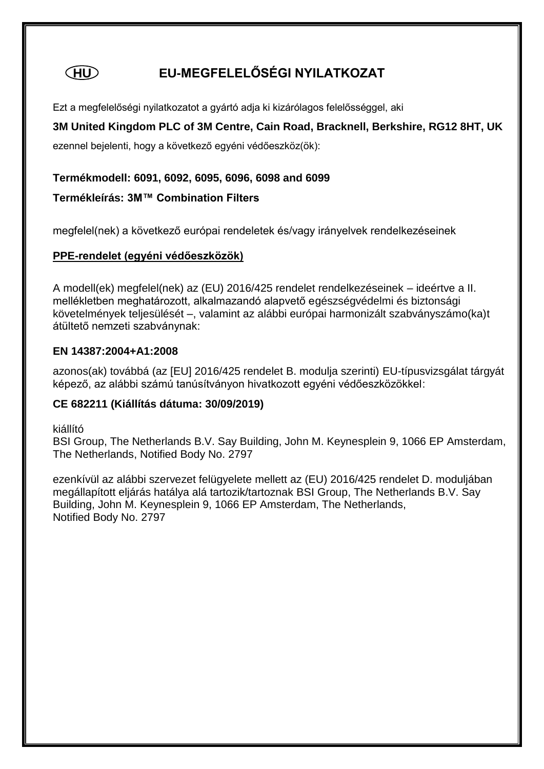(HU)

# EU-MEGFELELŐSÉGI NYILATKOZAT

Ezt a megfelelőségi nyilatkozatot a gyártó adja ki kizárólagos felelősséggel, aki

**3M United Kingdom PLC of 3M Centre, Cain Road, Bracknell, Berkshire, RG12 8HT, UK**

ezennel bejelenti, hogy a következő egyéni védőeszköz(ök):

**Termékmodell: 6091, 6092, 6095, 6096, 6098 and 6099**

**Termékleírás: 3M™ Combination Filters**

megfelel(nek) a következő európai rendeletek és/vagy irányelvek rendelkezéseinek

**PPE-rendelet (egyéni védőeszközök)**

A modell(ek) megfelel(nek) az (EU) 2016/425 rendelet rendelkezéseinek – ideértve a II. mellékletben meghatározott, alkalmazandó alapvető egészségvédelmi és biztonsági követelmények teljesülését –, valamint az alábbi európai harmonizált szabványszámo(ka)t átültető nemzeti szabványnak:

**EN 14387:2004+A1:2008**

azonos(ak) továbbá (az [EU] 2016/425 rendelet B. modulja szerinti) EU-típusvizsgálat tárgyát képező, az alábbi számú tanúsítványon hivatkozott egyéni védőeszközökkel:

**CE 682211 (Kiállítás dátuma: 30/09/2019)**

kiállító
BSI Group, The Netherlands B.V. Say Building, John M. Keynesplein 9, 1066 EP Amsterdam, The Netherlands, Notified Body No. 2797

ezenkívül az alábbi szervezet felügyelete mellett az (EU) 2016/425 rendelet D. moduljában megállapított eljárás hatálya alá tartozik/tartoznak BSI Group, The Netherlands B.V. Say Building, John M. Keynesplein 9, 1066 EP Amsterdam, The Netherlands, Notified Body No. 2797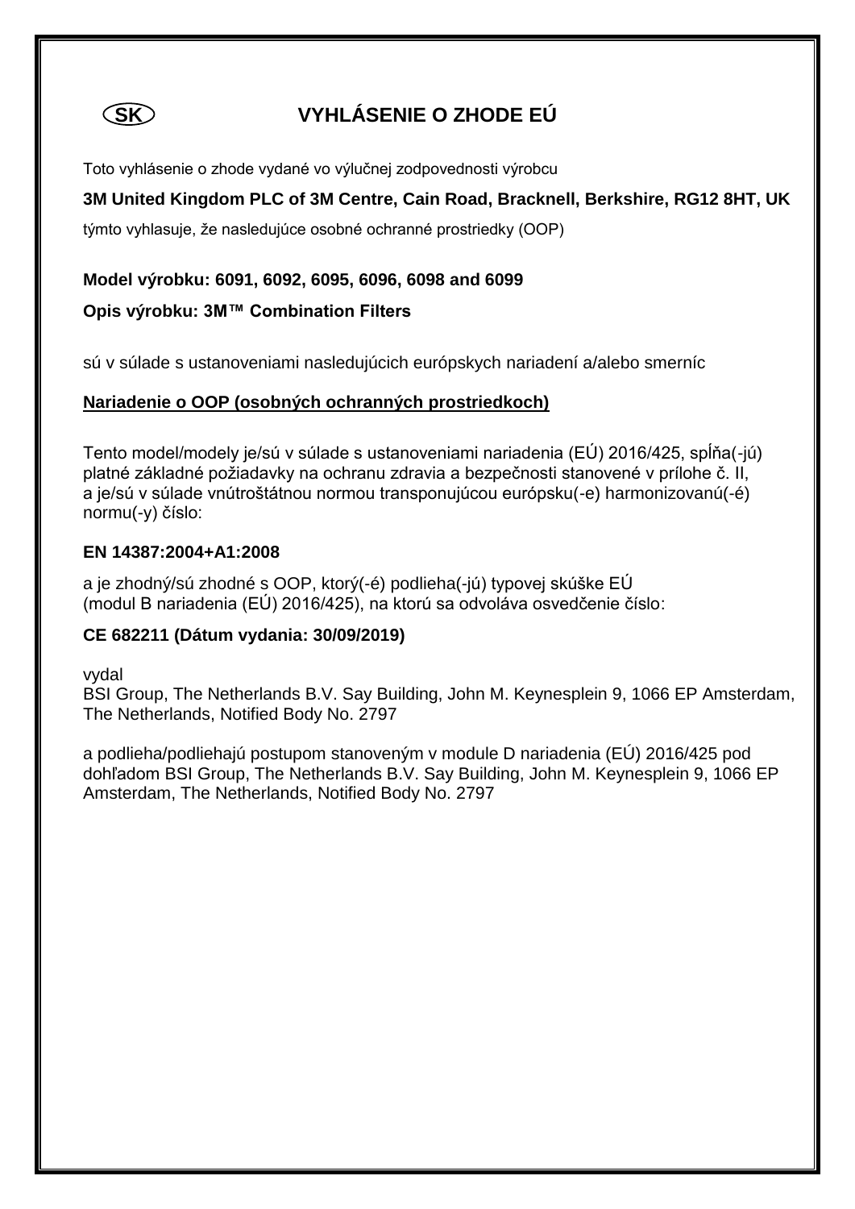SK

# VYHLÁSENIE O ZHODE EÚ

Toto vyhlásenie o zhode vydané vo výlučnej zodpovednosti výrobcu

**3M United Kingdom PLC of 3M Centre, Cain Road, Bracknell, Berkshire, RG12 8HT, UK**

týmto vyhlasuje, že nasledujúce osobné ochranné prostriedky (OOP)

**Model výrobku: 6091, 6092, 6095, 6096, 6098 and 6099**

**Opis výrobku: 3M™ Combination Filters**

sú v súlade s ustanoveniami nasledujúcich európskych nariadení a/alebo smerníc

**Nariadenie o OOP (osobných ochranných prostriedkoch)**

Tento model/modely je/sú v súlade s ustanoveniami nariadenia (EÚ) 2016/425, spĺňa(-jú) platné základné požiadavky na ochranu zdravia a bezpečnosti stanovené v prílohe č. II, a je/sú v súlade vnútroštátnou normou transponujúcou európsku(-e) harmonizovanú(-é) normu(-y) číslo:

**EN 14387:2004+A1:2008**

a je zhodný/sú zhodné s OOP, ktorý(-é) podlieha(-jú) typovej skúške EÚ (modul B nariadenia (EÚ) 2016/425), na ktorú sa odvoláva osvedčenie číslo:

**CE 682211 (Dátum vydania: 30/09/2019)**

vydal
BSI Group, The Netherlands B.V. Say Building, John M. Keynesplein 9, 1066 EP Amsterdam, The Netherlands, Notified Body No. 2797

a podlieha/podliehajú postupom stanoveným v module D nariadenia (EÚ) 2016/425 pod dohľadom BSI Group, The Netherlands B.V. Say Building, John M. Keynesplein 9, 1066 EP Amsterdam, The Netherlands, Notified Body No. 2797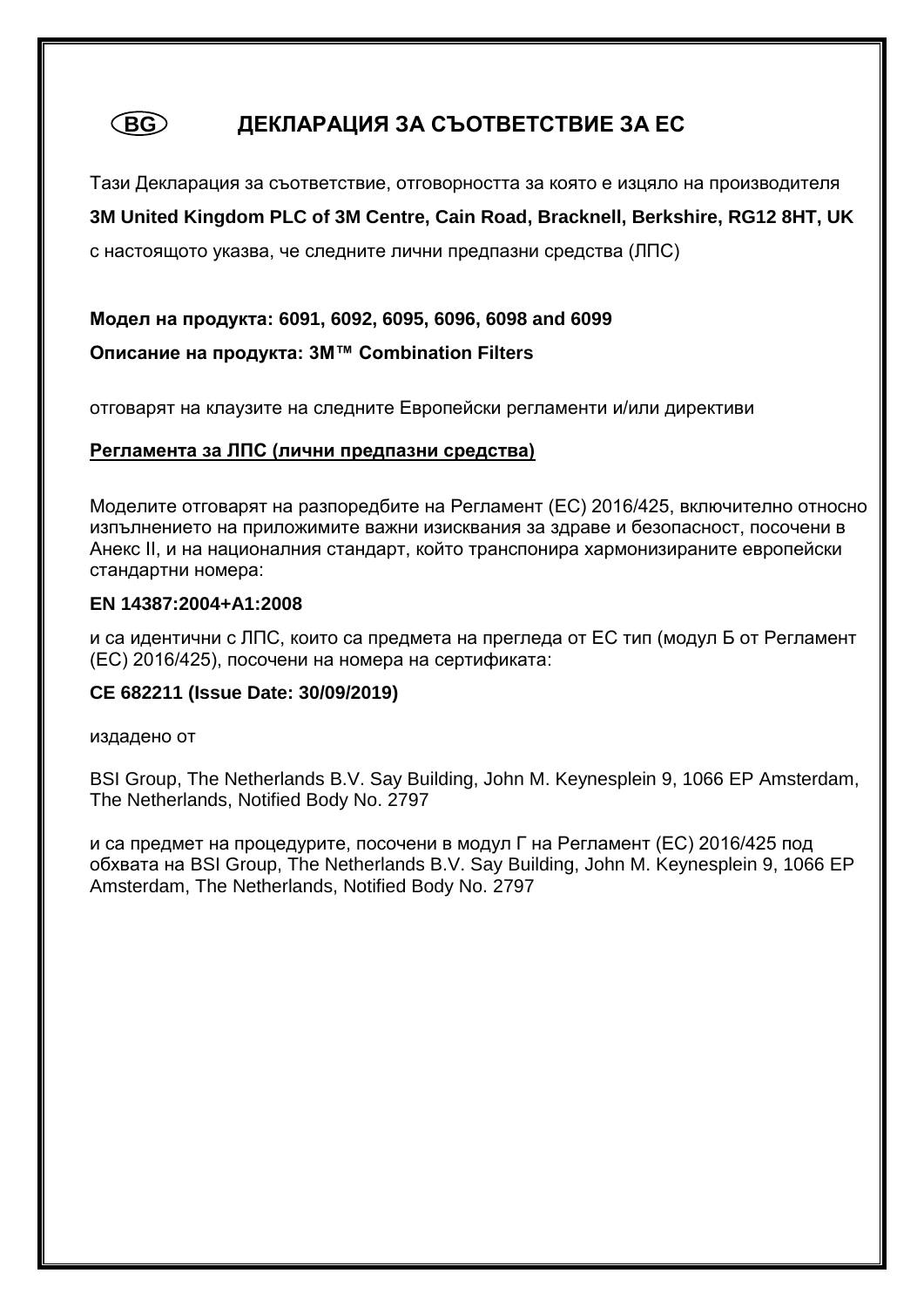# (BG) ДЕКЛАРАЦИЯ ЗА СЪОТВЕТСТВИЕ ЗА ЕС

Тази Декларация за съответствие, отговорността за която е изцяло на производителя

**3M United Kingdom PLC of 3M Centre, Cain Road, Bracknell, Berkshire, RG12 8HT, UK**

с настоящото указва, че следните лични предпазни средства (ЛПС)

**Модел на продукта: 6091, 6092, 6095, 6096, 6098 and 6099**

**Описание на продукта: 3M™ Combination Filters**

отговарят на клаузите на следните Европейски регламенти и/или директиви

**<u>Регламента за ЛПС (лични предпазни средства)</u>**

Моделите отговарят на разпоредбите на Регламент (ЕС) 2016/425, включително относно изпълнението на приложимите важни изисквания за здраве и безопасност, посочени в Анекс II, и на националния стандарт, който транспонира хармонизираните европейски стандартни номера:

**EN 14387:2004+A1:2008**

и са идентични с ЛПС, които са предмета на прегледа от ЕС тип (модул Б от Регламент (ЕС) 2016/425), посочени на номера на сертификата:

**CE 682211 (Issue Date: 30/09/2019)**

издадено от

BSI Group, The Netherlands B.V. Say Building, John M. Keynesplein 9, 1066 EP Amsterdam, The Netherlands, Notified Body No. 2797

и са предмет на процедурите, посочени в модул Г на Регламент (ЕС) 2016/425 под обхвата на BSI Group, The Netherlands B.V. Say Building, John M. Keynesplein 9, 1066 EP Amsterdam, The Netherlands, Notified Body No. 2797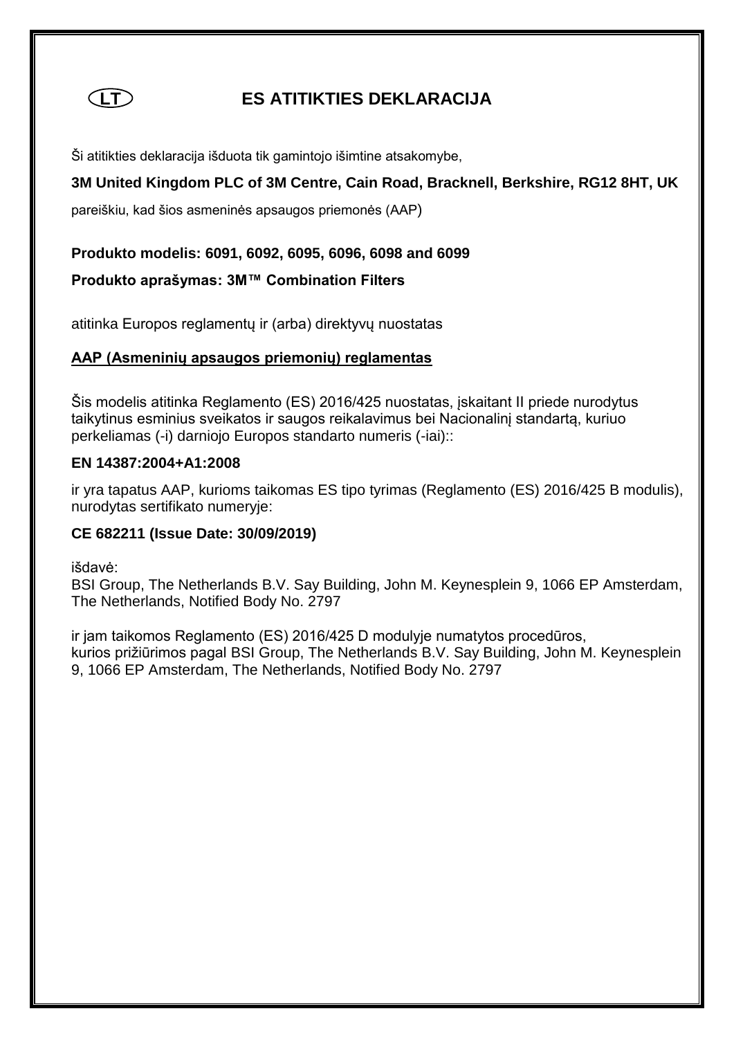# (LT) ES ATITIKTIES DEKLARACIJA

Ši atitikties deklaracija išduota tik gamintojo išimtine atsakomybe,

**3M United Kingdom PLC of 3M Centre, Cain Road, Bracknell, Berkshire, RG12 8HT, UK**

pareiškiu, kad šios asmeninės apsaugos priemonės (AAP)

**Produkto modelis: 6091, 6092, 6095, 6096, 6098 and 6099**

**Produkto aprašymas: 3M™ Combination Filters**

atitinka Europos reglamentų ir (arba) direktyvų nuostatas

**AAP (Asmeninių apsaugos priemonių) reglamentas**

Šis modelis atitinka Reglamento (ES) 2016/425 nuostatas, įskaitant II priede nurodytus taikytinus esminius sveikatos ir saugos reikalavimus bei Nacionalinį standartą, kuriuo perkeliamas (-i) darniojo Europos standarto numeris (-iai)::

**EN 14387:2004+A1:2008**

ir yra tapatus AAP, kurioms taikomas ES tipo tyrimas (Reglamento (ES) 2016/425 B modulis), nurodytas sertifikato numeryje:

**CE 682211 (Issue Date: 30/09/2019)**

išdavė:
BSI Group, The Netherlands B.V. Say Building, John M. Keynesplein 9, 1066 EP Amsterdam, The Netherlands, Notified Body No. 2797

ir jam taikomos Reglamento (ES) 2016/425 D modulyje numatytos procedūros, kurios prižiūrimos pagal BSI Group, The Netherlands B.V. Say Building, John M. Keynesplein 9, 1066 EP Amsterdam, The Netherlands, Notified Body No. 2797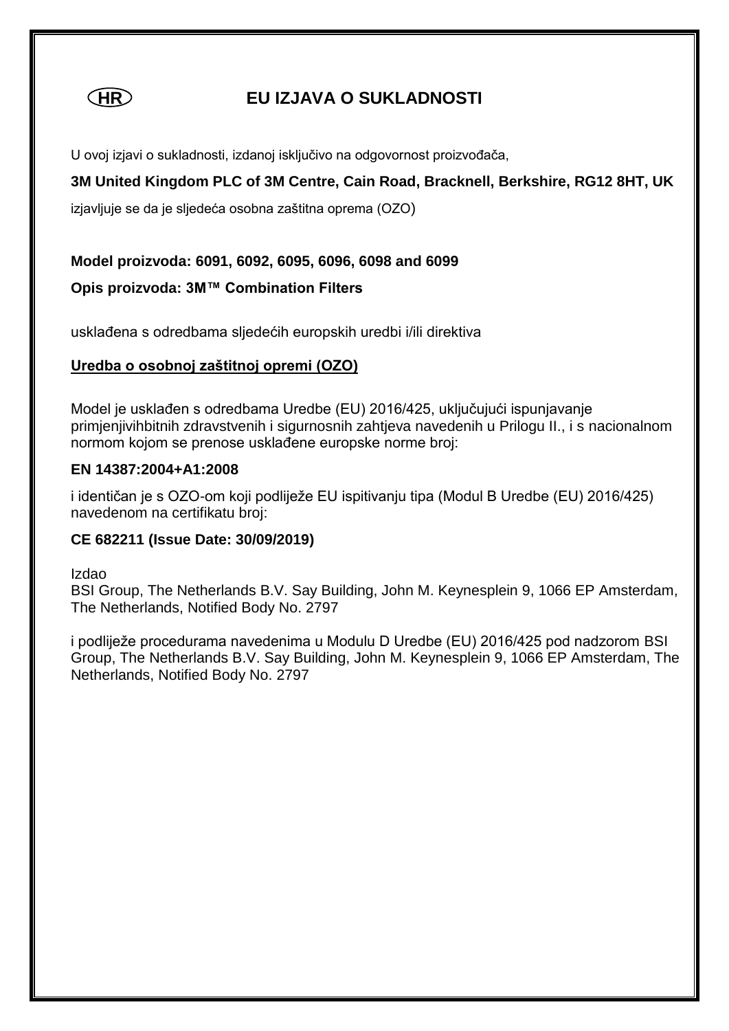HR

# EU IZJAVA O SUKLADNOSTI

U ovoj izjavi o sukladnosti, izdanoj isključivo na odgovornost proizvođača,

**3M United Kingdom PLC of 3M Centre, Cain Road, Bracknell, Berkshire, RG12 8HT, UK**

izjavljuje se da je sljedeća osobna zaštitna oprema (OZO)

**Model proizvoda: 6091, 6092, 6095, 6096, 6098 and 6099**

**Opis proizvoda: 3M™ Combination Filters**

usklađena s odredbama sljedećih europskih uredbi i/ili direktiva

**Uredba o osobnoj zaštitnoj opremi (OZO)**

Model je usklađen s odredbama Uredbe (EU) 2016/425, uključujući ispunjavanje primjenjivihbitnih zdravstvenih i sigurnosnih zahtjeva navedenih u Prilogu II., i s nacionalnom normom kojom se prenose usklađene europske norme broj:

**EN 14387:2004+A1:2008**

i identičan je s OZO-om koji podliježe EU ispitivanju tipa (Modul B Uredbe (EU) 2016/425) navedenom na certifikatu broj:

**CE 682211 (Issue Date: 30/09/2019)**

Izdao
BSI Group, The Netherlands B.V. Say Building, John M. Keynesplein 9, 1066 EP Amsterdam, The Netherlands, Notified Body No. 2797

i podliježe procedurama navedenima u Modulu D Uredbe (EU) 2016/425 pod nadzorom BSI Group, The Netherlands B.V. Say Building, John M. Keynesplein 9, 1066 EP Amsterdam, The Netherlands, Notified Body No. 2797